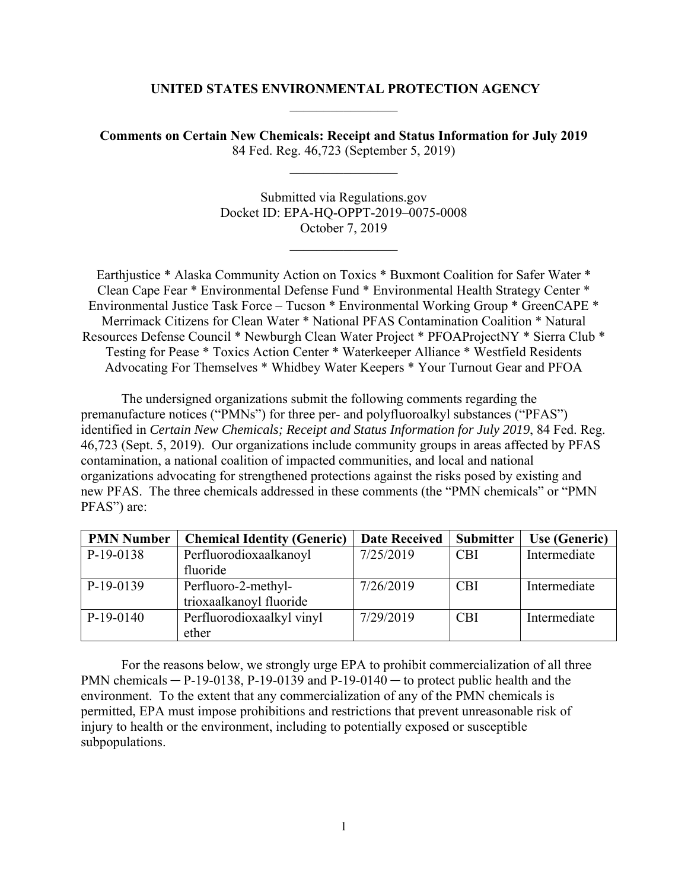**UNITED STATES ENVIRONMENTAL PROTECTION AGENCY**

---

**Comments on Certain New Chemicals: Receipt and Status Information for July 2019**
84 Fed. Reg. 46,723 (September 5, 2019)

---

Submitted via Regulations.gov
Docket ID: EPA-HQ-OPPT-2019–0075-0008
October 7, 2019

---

Earthjustice * Alaska Community Action on Toxics * Buxmont Coalition for Safer Water * Clean Cape Fear * Environmental Defense Fund * Environmental Health Strategy Center * Environmental Justice Task Force – Tucson * Environmental Working Group * GreenCAPE * Merrimack Citizens for Clean Water * National PFAS Contamination Coalition * Natural Resources Defense Council * Newburgh Clean Water Project * PFOAProjectNY * Sierra Club * Testing for Pease * Toxics Action Center * Waterkeeper Alliance * Westfield Residents Advocating For Themselves * Whidbey Water Keepers * Your Turnout Gear and PFOA

The undersigned organizations submit the following comments regarding the premanufacture notices ("PMNs") for three per- and polyfluoroalkyl substances ("PFAS") identified in *Certain New Chemicals; Receipt and Status Information for July 2019*, 84 Fed. Reg. 46,723 (Sept. 5, 2019). Our organizations include community groups in areas affected by PFAS contamination, a national coalition of impacted communities, and local and national organizations advocating for strengthened protections against the risks posed by existing and new PFAS. The three chemicals addressed in these comments (the "PMN chemicals" or "PMN PFAS") are:

| PMN Number | Chemical Identity (Generic) | Date Received | Submitter | Use (Generic) |
|---|---|---|---|---|
| P-19-0138 | Perfluorodioxaalkanoyl fluoride | 7/25/2019 | CBI | Intermediate |
| P-19-0139 | Perfluoro-2-methyl-trioxaalkanoyl fluoride | 7/26/2019 | CBI | Intermediate |
| P-19-0140 | Perfluorodioxaalkyl vinyl ether | 7/29/2019 | CBI | Intermediate |

For the reasons below, we strongly urge EPA to prohibit commercialization of all three PMN chemicals ─ P-19-0138, P-19-0139 and P-19-0140 ─ to protect public health and the environment. To the extent that any commercialization of any of the PMN chemicals is permitted, EPA must impose prohibitions and restrictions that prevent unreasonable risk of injury to health or the environment, including to potentially exposed or susceptible subpopulations.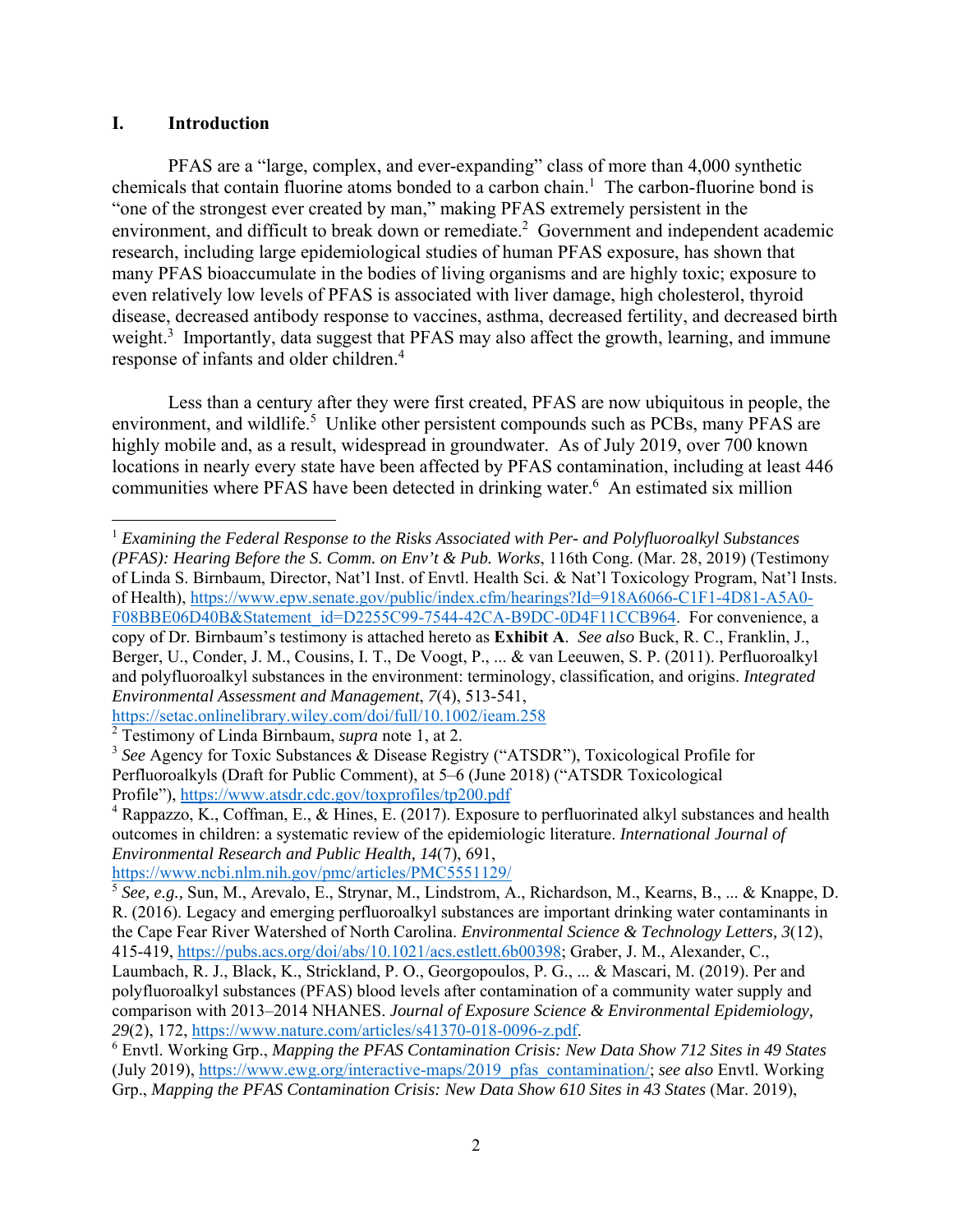## I. Introduction

PFAS are a "large, complex, and ever-expanding" class of more than 4,000 synthetic chemicals that contain fluorine atoms bonded to a carbon chain.[1] The carbon-fluorine bond is "one of the strongest ever created by man," making PFAS extremely persistent in the environment, and difficult to break down or remediate.[2] Government and independent academic research, including large epidemiological studies of human PFAS exposure, has shown that many PFAS bioaccumulate in the bodies of living organisms and are highly toxic; exposure to even relatively low levels of PFAS is associated with liver damage, high cholesterol, thyroid disease, decreased antibody response to vaccines, asthma, decreased fertility, and decreased birth weight.[3] Importantly, data suggest that PFAS may also affect the growth, learning, and immune response of infants and older children.[4]

Less than a century after they were first created, PFAS are now ubiquitous in people, the environment, and wildlife.[5] Unlike other persistent compounds such as PCBs, many PFAS are highly mobile and, as a result, widespread in groundwater. As of July 2019, over 700 known locations in nearly every state have been affected by PFAS contamination, including at least 446 communities where PFAS have been detected in drinking water.[6] An estimated six million

---

[1] *Examining the Federal Response to the Risks Associated with Per- and Polyfluoroalkyl Substances (PFAS): Hearing Before the S. Comm. on Env't & Pub. Works*, 116th Cong. (Mar. 28, 2019) (Testimony of Linda S. Birnbaum, Director, Nat'l Inst. of Envtl. Health Sci. & Nat'l Toxicology Program, Nat'l Insts. of Health), https://www.epw.senate.gov/public/index.cfm/hearings?Id=918A6066-C1F1-4D81-A5A0-F08BBE06D40B&Statement_id=D2255C99-7544-42CA-B9DC-0D4F11CCB964. For convenience, a copy of Dr. Birnbaum's testimony is attached hereto as **Exhibit A**. *See also* Buck, R. C., Franklin, J., Berger, U., Conder, J. M., Cousins, I. T., De Voogt, P., ... & van Leeuwen, S. P. (2011). Perfluoroalkyl and polyfluoroalkyl substances in the environment: terminology, classification, and origins. *Integrated Environmental Assessment and Management, 7*(4), 513-541, https://setac.onlinelibrary.wiley.com/doi/full/10.1002/ieam.258

[2] Testimony of Linda Birnbaum, *supra* note 1, at 2.

[3] *See* Agency for Toxic Substances & Disease Registry ("ATSDR"), Toxicological Profile for Perfluoroalkyls (Draft for Public Comment), at 5–6 (June 2018) ("ATSDR Toxicological Profile"), https://www.atsdr.cdc.gov/toxprofiles/tp200.pdf

[4] Rappazzo, K., Coffman, E., & Hines, E. (2017). Exposure to perfluorinated alkyl substances and health outcomes in children: a systematic review of the epidemiologic literature. *International Journal of Environmental Research and Public Health, 14*(7), 691, https://www.ncbi.nlm.nih.gov/pmc/articles/PMC5551129/

[5] *See, e.g.,* Sun, M., Arevalo, E., Strynar, M., Lindstrom, A., Richardson, M., Kearns, B., ... & Knappe, D. R. (2016). Legacy and emerging perfluoroalkyl substances are important drinking water contaminants in the Cape Fear River Watershed of North Carolina. *Environmental Science & Technology Letters, 3*(12), 415-419, https://pubs.acs.org/doi/abs/10.1021/acs.estlett.6b00398; Graber, J. M., Alexander, C., Laumbach, R. J., Black, K., Strickland, P. O., Georgopoulos, P. G., ... & Mascari, M. (2019). Per and polyfluoroalkyl substances (PFAS) blood levels after contamination of a community water supply and comparison with 2013–2014 NHANES. *Journal of Exposure Science & Environmental Epidemiology, 29*(2), 172, https://www.nature.com/articles/s41370-018-0096-z.pdf.

[6] Envtl. Working Grp., *Mapping the PFAS Contamination Crisis: New Data Show 712 Sites in 49 States* (July 2019), https://www.ewg.org/interactive-maps/2019_pfas_contamination/; *see also* Envtl. Working Grp., *Mapping the PFAS Contamination Crisis: New Data Show 610 Sites in 43 States* (Mar. 2019),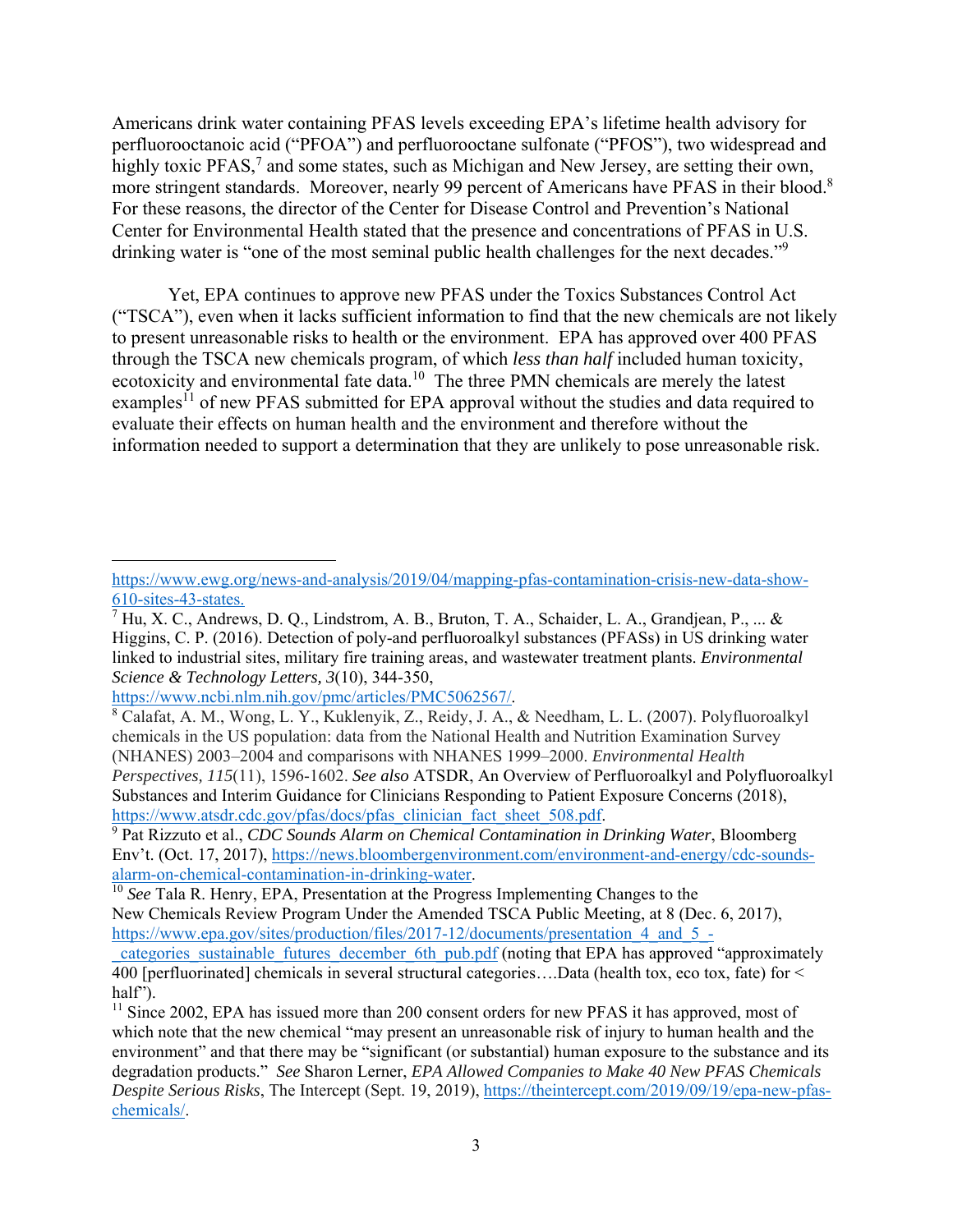Americans drink water containing PFAS levels exceeding EPA's lifetime health advisory for perfluorooctanoic acid ("PFOA") and perfluorooctane sulfonate ("PFOS"), two widespread and highly toxic PFAS,[7] and some states, such as Michigan and New Jersey, are setting their own, more stringent standards. Moreover, nearly 99 percent of Americans have PFAS in their blood.[8] For these reasons, the director of the Center for Disease Control and Prevention's National Center for Environmental Health stated that the presence and concentrations of PFAS in U.S. drinking water is "one of the most seminal public health challenges for the next decades."[9]

Yet, EPA continues to approve new PFAS under the Toxics Substances Control Act ("TSCA"), even when it lacks sufficient information to find that the new chemicals are not likely to present unreasonable risks to health or the environment. EPA has approved over 400 PFAS through the TSCA new chemicals program, of which *less than half* included human toxicity, ecotoxicity and environmental fate data.[10] The three PMN chemicals are merely the latest examples[11] of new PFAS submitted for EPA approval without the studies and data required to evaluate their effects on human health and the environment and therefore without the information needed to support a determination that they are unlikely to pose unreasonable risk.

---

https://www.ewg.org/news-and-analysis/2019/04/mapping-pfas-contamination-crisis-new-data-show-610-sites-43-states.

[7] Hu, X. C., Andrews, D. Q., Lindstrom, A. B., Bruton, T. A., Schaider, L. A., Grandjean, P., ... & Higgins, C. P. (2016). Detection of poly-and perfluoroalkyl substances (PFASs) in US drinking water linked to industrial sites, military fire training areas, and wastewater treatment plants. *Environmental Science & Technology Letters, 3*(10), 344-350, https://www.ncbi.nlm.nih.gov/pmc/articles/PMC5062567/.

[8] Calafat, A. M., Wong, L. Y., Kuklenyik, Z., Reidy, J. A., & Needham, L. L. (2007). Polyfluoroalkyl chemicals in the US population: data from the National Health and Nutrition Examination Survey (NHANES) 2003–2004 and comparisons with NHANES 1999–2000. *Environmental Health Perspectives, 115*(11), 1596-1602. *See also* ATSDR, An Overview of Perfluoroalkyl and Polyfluoroalkyl Substances and Interim Guidance for Clinicians Responding to Patient Exposure Concerns (2018), https://www.atsdr.cdc.gov/pfas/docs/pfas_clinician_fact_sheet_508.pdf.

[9] Pat Rizzuto et al., *CDC Sounds Alarm on Chemical Contamination in Drinking Water*, Bloomberg Env't. (Oct. 17, 2017), https://news.bloombergenvironment.com/environment-and-energy/cdc-sounds-alarm-on-chemical-contamination-in-drinking-water.

[10] *See* Tala R. Henry, EPA, Presentation at the Progress Implementing Changes to the New Chemicals Review Program Under the Amended TSCA Public Meeting, at 8 (Dec. 6, 2017), https://www.epa.gov/sites/production/files/2017-12/documents/presentation_4_and_5_-_categories_sustainable_futures_december_6th_pub.pdf (noting that EPA has approved "approximately 400 [perfluorinated] chemicals in several structural categories….Data (health tox, eco tox, fate) for < half").

[11] Since 2002, EPA has issued more than 200 consent orders for new PFAS it has approved, most of which note that the new chemical "may present an unreasonable risk of injury to human health and the environment" and that there may be "significant (or substantial) human exposure to the substance and its degradation products." *See* Sharon Lerner, *EPA Allowed Companies to Make 40 New PFAS Chemicals Despite Serious Risks*, The Intercept (Sept. 19, 2019), https://theintercept.com/2019/09/19/epa-new-pfas-chemicals/.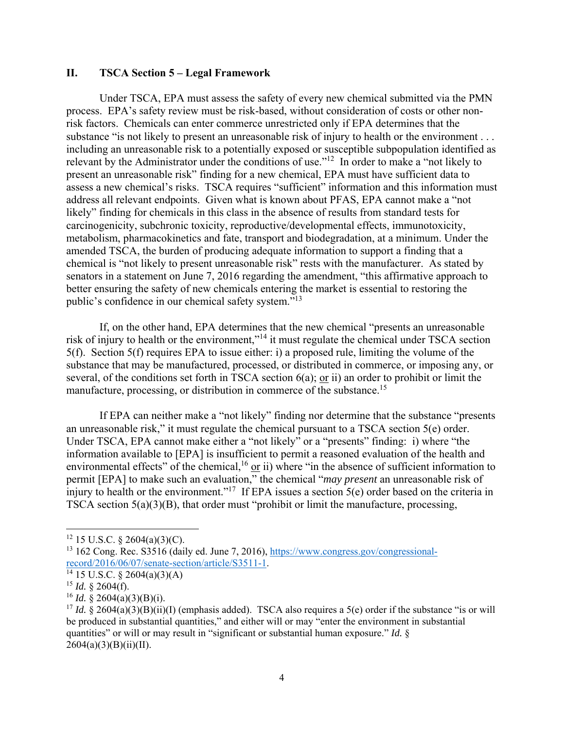## II. TSCA Section 5 – Legal Framework

Under TSCA, EPA must assess the safety of every new chemical submitted via the PMN process. EPA's safety review must be risk-based, without consideration of costs or other non-risk factors. Chemicals can enter commerce unrestricted only if EPA determines that the substance "is not likely to present an unreasonable risk of injury to health or the environment . . . including an unreasonable risk to a potentially exposed or susceptible subpopulation identified as relevant by the Administrator under the conditions of use."[12] In order to make a "not likely to present an unreasonable risk" finding for a new chemical, EPA must have sufficient data to assess a new chemical's risks. TSCA requires "sufficient" information and this information must address all relevant endpoints. Given what is known about PFAS, EPA cannot make a "not likely" finding for chemicals in this class in the absence of results from standard tests for carcinogenicity, subchronic toxicity, reproductive/developmental effects, immunotoxicity, metabolism, pharmacokinetics and fate, transport and biodegradation, at a minimum. Under the amended TSCA, the burden of producing adequate information to support a finding that a chemical is "not likely to present unreasonable risk" rests with the manufacturer. As stated by senators in a statement on June 7, 2016 regarding the amendment, "this affirmative approach to better ensuring the safety of new chemicals entering the market is essential to restoring the public's confidence in our chemical safety system."[13]

If, on the other hand, EPA determines that the new chemical "presents an unreasonable risk of injury to health or the environment,"[14] it must regulate the chemical under TSCA section 5(f). Section 5(f) requires EPA to issue either: i) a proposed rule, limiting the volume of the substance that may be manufactured, processed, or distributed in commerce, or imposing any, or several, of the conditions set forth in TSCA section 6(a); <u>or</u> ii) an order to prohibit or limit the manufacture, processing, or distribution in commerce of the substance.[15]

If EPA can neither make a "not likely" finding nor determine that the substance "presents an unreasonable risk," it must regulate the chemical pursuant to a TSCA section 5(e) order. Under TSCA, EPA cannot make either a "not likely" or a "presents" finding: i) where "the information available to [EPA] is insufficient to permit a reasoned evaluation of the health and environmental effects" of the chemical,[16] <u>or</u> ii) where "in the absence of sufficient information to permit [EPA] to make such an evaluation," the chemical "*may present* an unreasonable risk of injury to health or the environment."[17] If EPA issues a section 5(e) order based on the criteria in TSCA section 5(a)(3)(B), that order must "prohibit or limit the manufacture, processing,

---

[12] 15 U.S.C. § 2604(a)(3)(C).

[13] 162 Cong. Rec. S3516 (daily ed. June 7, 2016), https://www.congress.gov/congressional-record/2016/06/07/senate-section/article/S3511-1.

[14] 15 U.S.C. § 2604(a)(3)(A)

[15] *Id.* § 2604(f).

[16] *Id.* § 2604(a)(3)(B)(i).

[17] *Id.* § 2604(a)(3)(B)(ii)(I) (emphasis added). TSCA also requires a 5(e) order if the substance "is or will be produced in substantial quantities," and either will or may "enter the environment in substantial quantities" or will or may result in "significant or substantial human exposure." *Id.* § 2604(a)(3)(B)(ii)(II).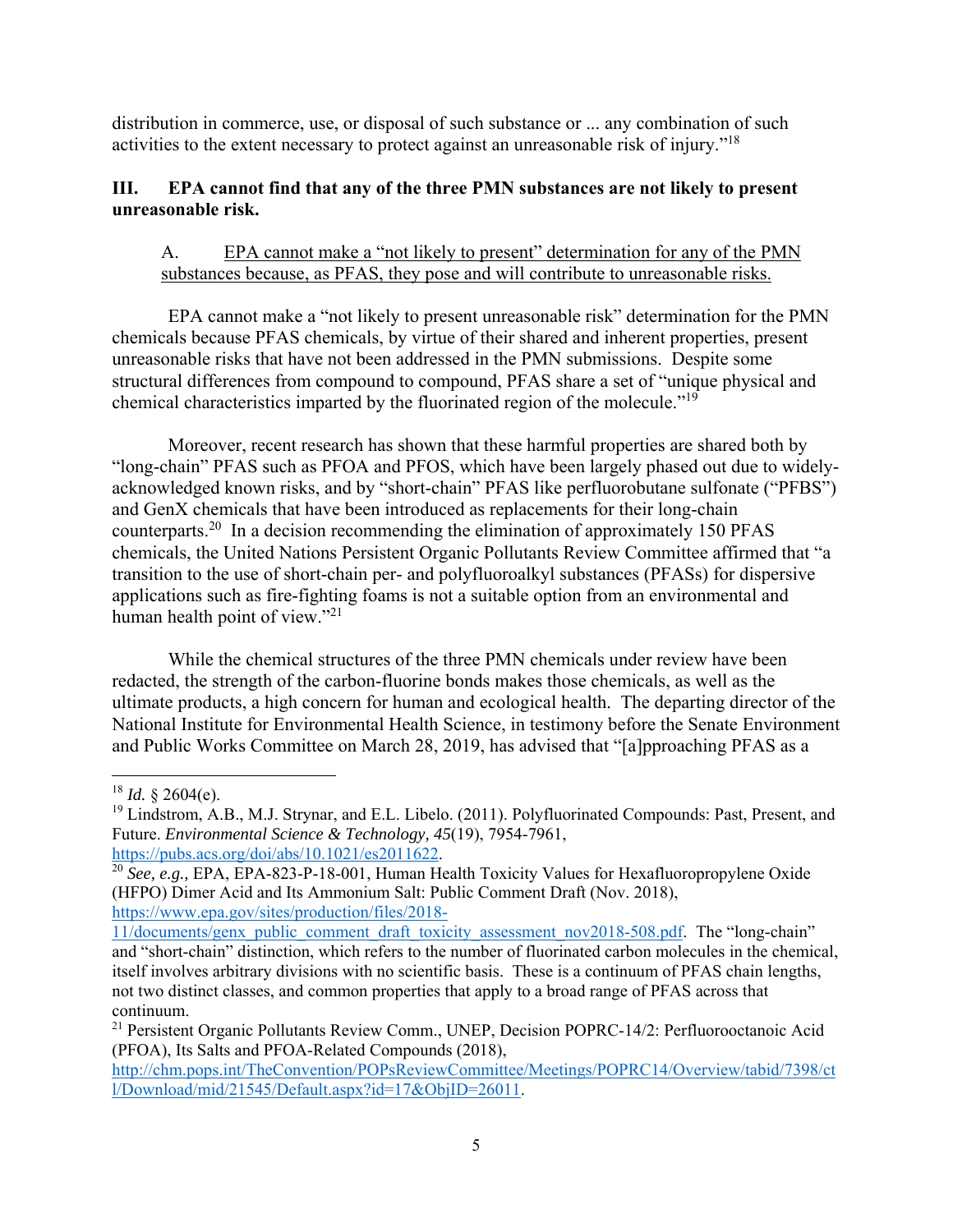distribution in commerce, use, or disposal of such substance or ... any combination of such activities to the extent necessary to protect against an unreasonable risk of injury."[18]

### III. EPA cannot find that any of the three PMN substances are not likely to present unreasonable risk.

#### A. EPA cannot make a "not likely to present" determination for any of the PMN substances because, as PFAS, they pose and will contribute to unreasonable risks.

EPA cannot make a "not likely to present unreasonable risk" determination for the PMN chemicals because PFAS chemicals, by virtue of their shared and inherent properties, present unreasonable risks that have not been addressed in the PMN submissions. Despite some structural differences from compound to compound, PFAS share a set of "unique physical and chemical characteristics imparted by the fluorinated region of the molecule."[19]

Moreover, recent research has shown that these harmful properties are shared both by "long-chain" PFAS such as PFOA and PFOS, which have been largely phased out due to widely-acknowledged known risks, and by "short-chain" PFAS like perfluorobutane sulfonate ("PFBS") and GenX chemicals that have been introduced as replacements for their long-chain counterparts.[20] In a decision recommending the elimination of approximately 150 PFAS chemicals, the United Nations Persistent Organic Pollutants Review Committee affirmed that "a transition to the use of short-chain per- and polyfluoroalkyl substances (PFASs) for dispersive applications such as fire-fighting foams is not a suitable option from an environmental and human health point of view."[21]

While the chemical structures of the three PMN chemicals under review have been redacted, the strength of the carbon-fluorine bonds makes those chemicals, as well as the ultimate products, a high concern for human and ecological health. The departing director of the National Institute for Environmental Health Science, in testimony before the Senate Environment and Public Works Committee on March 28, 2019, has advised that "[a]pproaching PFAS as a

---

[18] *Id.* § 2604(e).

[19] Lindstrom, A.B., M.J. Strynar, and E.L. Libelo. (2011). Polyfluorinated Compounds: Past, Present, and Future. *Environmental Science & Technology, 45*(19), 7954-7961, https://pubs.acs.org/doi/abs/10.1021/es2011622.

[20] *See, e.g.,* EPA, EPA-823-P-18-001, Human Health Toxicity Values for Hexafluoropropylene Oxide (HFPO) Dimer Acid and Its Ammonium Salt: Public Comment Draft (Nov. 2018), https://www.epa.gov/sites/production/files/2018-11/documents/genx_public_comment_draft_toxicity_assessment_nov2018-508.pdf. The "long-chain" and "short-chain" distinction, which refers to the number of fluorinated carbon molecules in the chemical, itself involves arbitrary divisions with no scientific basis. These is a continuum of PFAS chain lengths, not two distinct classes, and common properties that apply to a broad range of PFAS across that continuum.

[21] Persistent Organic Pollutants Review Comm., UNEP, Decision POPRC-14/2: Perfluorooctanoic Acid (PFOA), Its Salts and PFOA-Related Compounds (2018), http://chm.pops.int/TheConvention/POPsReviewCommittee/Meetings/POPRC14/Overview/tabid/7398/ctl/Download/mid/21545/Default.aspx?id=17&ObjID=26011.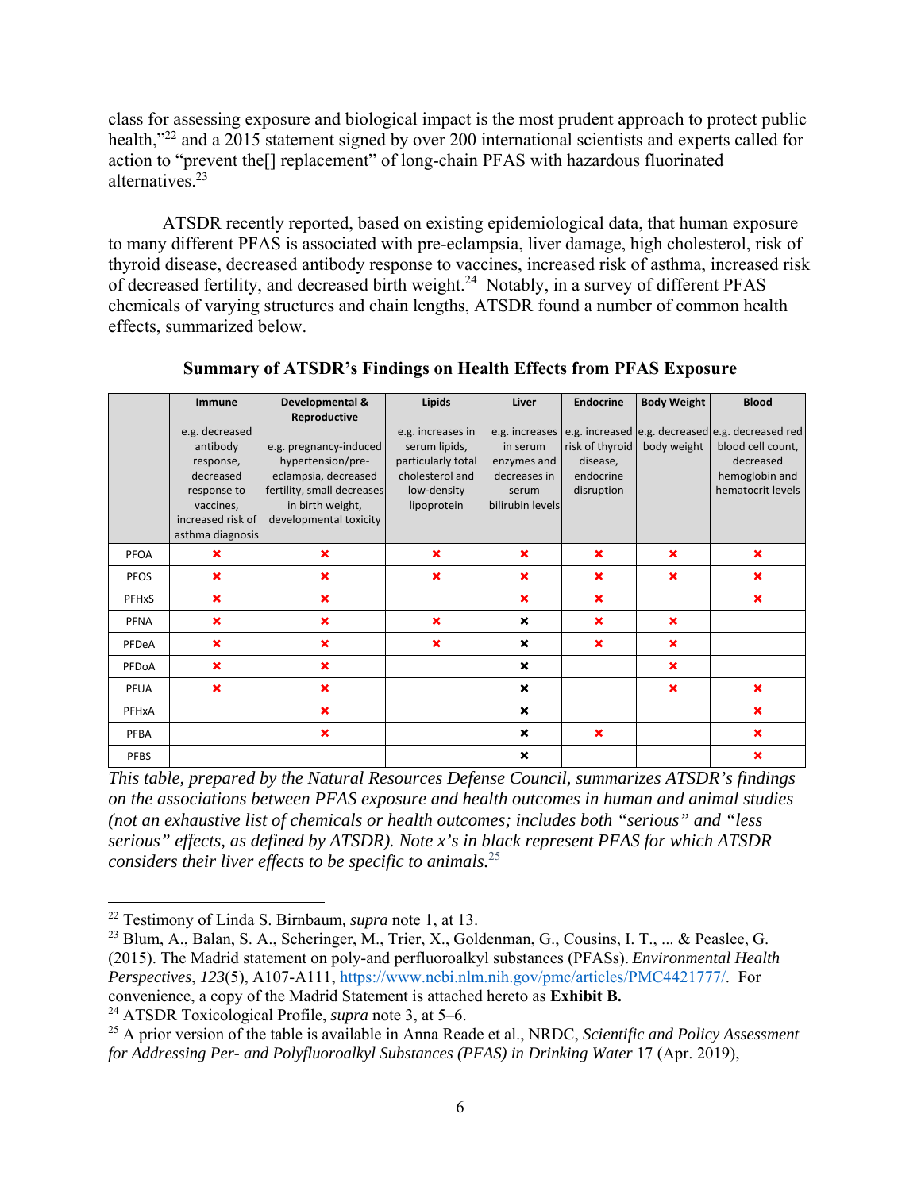class for assessing exposure and biological impact is the most prudent approach to protect public health,"[22] and a 2015 statement signed by over 200 international scientists and experts called for action to "prevent the[] replacement" of long-chain PFAS with hazardous fluorinated alternatives.[23]

ATSDR recently reported, based on existing epidemiological data, that human exposure to many different PFAS is associated with pre-eclampsia, liver damage, high cholesterol, risk of thyroid disease, decreased antibody response to vaccines, increased risk of asthma, increased risk of decreased fertility, and decreased birth weight.[24] Notably, in a survey of different PFAS chemicals of varying structures and chain lengths, ATSDR found a number of common health effects, summarized below.

**Summary of ATSDR's Findings on Health Effects from PFAS Exposure**

| | **Immune**<br>e.g. decreased antibody response, decreased response to vaccines, increased risk of asthma diagnosis | **Developmental & Reproductive**<br>e.g. pregnancy-induced hypertension/pre-eclampsia, decreased fertility, small decreases in birth weight, developmental toxicity | **Lipids**<br>e.g. increases in serum lipids, particularly total cholesterol and low-density lipoprotein | **Liver**<br>e.g. increases in serum enzymes and decreases in serum bilirubin levels | **Endocrine**<br>e.g. increased risk of thyroid disease, endocrine disruption | **Body Weight**<br>e.g. decreased body weight | **Blood**<br>e.g. decreased red blood cell count, decreased hemoglobin and hematocrit levels |
|---|---|---|---|---|---|---|---|
| PFOA | ✖ | ✖ | ✖ | ✖ | ✖ | ✖ | ✖ |
| PFOS | ✖ | ✖ | ✖ | ✖ | ✖ | ✖ | ✖ |
| PFHxS | ✖ | ✖ | | ✖ | ✖ | | ✖ |
| PFNA | ✖ | ✖ | ✖ | ✖ | ✖ | ✖ | |
| PFDeA | ✖ | ✖ | ✖ | ✖ | ✖ | ✖ | |
| PFDoA | ✖ | ✖ | | ✖ | | ✖ | |
| PFUA | ✖ | ✖ | | ✖ | | ✖ | ✖ |
| PFHxA | | ✖ | | ✖ | | | ✖ |
| PFBA | | ✖ | | ✖ | ✖ | | ✖ |
| PFBS | | | | ✖ | | | ✖ |

*This table, prepared by the Natural Resources Defense Council, summarizes ATSDR's findings on the associations between PFAS exposure and health outcomes in human and animal studies (not an exhaustive list of chemicals or health outcomes; includes both "serious" and "less serious" effects, as defined by ATSDR). Note x's in black represent PFAS for which ATSDR considers their liver effects to be specific to animals.*[25]

---

[22] Testimony of Linda S. Birnbaum, *supra* note 1, at 13.

[23] Blum, A., Balan, S. A., Scheringer, M., Trier, X., Goldenman, G., Cousins, I. T., ... & Peaslee, G. (2015). The Madrid statement on poly-and perfluoroalkyl substances (PFASs). *Environmental Health Perspectives*, *123*(5), A107-A111, https://www.ncbi.nlm.nih.gov/pmc/articles/PMC4421777/. For convenience, a copy of the Madrid Statement is attached hereto as **Exhibit B.**

[24] ATSDR Toxicological Profile, *supra* note 3, at 5–6.

[25] A prior version of the table is available in Anna Reade et al., NRDC, *Scientific and Policy Assessment for Addressing Per- and Polyfluoroalkyl Substances (PFAS) in Drinking Water* 17 (Apr. 2019),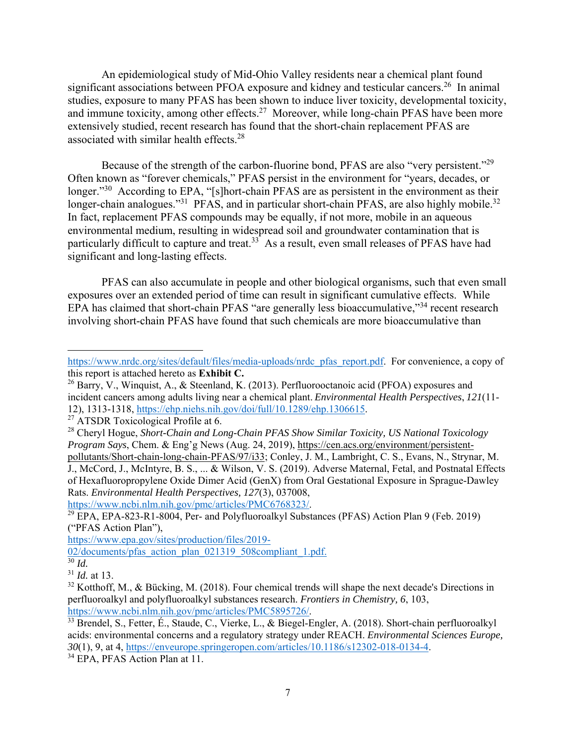An epidemiological study of Mid-Ohio Valley residents near a chemical plant found significant associations between PFOA exposure and kidney and testicular cancers.[26] In animal studies, exposure to many PFAS has been shown to induce liver toxicity, developmental toxicity, and immune toxicity, among other effects.[27] Moreover, while long-chain PFAS have been more extensively studied, recent research has found that the short-chain replacement PFAS are associated with similar health effects.[28]

Because of the strength of the carbon-fluorine bond, PFAS are also "very persistent."[29] Often known as "forever chemicals," PFAS persist in the environment for "years, decades, or longer."[30] According to EPA, "[s]hort-chain PFAS are as persistent in the environment as their longer-chain analogues."[31] PFAS, and in particular short-chain PFAS, are also highly mobile.[32] In fact, replacement PFAS compounds may be equally, if not more, mobile in an aqueous environmental medium, resulting in widespread soil and groundwater contamination that is particularly difficult to capture and treat.[33] As a result, even small releases of PFAS have had significant and long-lasting effects.

PFAS can also accumulate in people and other biological organisms, such that even small exposures over an extended period of time can result in significant cumulative effects. While EPA has claimed that short-chain PFAS "are generally less bioaccumulative,"[34] recent research involving short-chain PFAS have found that such chemicals are more bioaccumulative than

---

https://www.nrdc.org/sites/default/files/media-uploads/nrdc_pfas_report.pdf. For convenience, a copy of this report is attached hereto as **Exhibit C.**

[26] Barry, V., Winquist, A., & Steenland, K. (2013). Perfluorooctanoic acid (PFOA) exposures and incident cancers among adults living near a chemical plant. *Environmental Health Perspectives*, *121*(11-12), 1313-1318, https://ehp.niehs.nih.gov/doi/full/10.1289/ehp.1306615.

[27] ATSDR Toxicological Profile at 6.

[28] Cheryl Hogue, *Short-Chain and Long-Chain PFAS Show Similar Toxicity, US National Toxicology Program Says*, Chem. & Eng'g News (Aug. 24, 2019), https://cen.acs.org/environment/persistent-pollutants/Short-chain-long-chain-PFAS/97/i33; Conley, J. M., Lambright, C. S., Evans, N., Strynar, M. J., McCord, J., McIntyre, B. S., ... & Wilson, V. S. (2019). Adverse Maternal, Fetal, and Postnatal Effects of Hexafluoropropylene Oxide Dimer Acid (GenX) from Oral Gestational Exposure in Sprague-Dawley Rats. *Environmental Health Perspectives, 127*(3), 037008, https://www.ncbi.nlm.nih.gov/pmc/articles/PMC6768323/.

[29] EPA, EPA-823-R1-8004, Per- and Polyfluoroalkyl Substances (PFAS) Action Plan 9 (Feb. 2019) ("PFAS Action Plan"), https://www.epa.gov/sites/production/files/2019-02/documents/pfas_action_plan_021319_508compliant_1.pdf.

[30] *Id.*

[31] *Id.* at 13.

[32] Kotthoff, M., & Bücking, M. (2018). Four chemical trends will shape the next decade's Directions in perfluoroalkyl and polyfluoroalkyl substances research. *Frontiers in Chemistry, 6*, 103, https://www.ncbi.nlm.nih.gov/pmc/articles/PMC5895726/.

[33] Brendel, S., Fetter, É., Staude, C., Vierke, L., & Biegel-Engler, A. (2018). Short-chain perfluoroalkyl acids: environmental concerns and a regulatory strategy under REACH. *Environmental Sciences Europe, 30*(1), 9, at 4, https://enveurope.springeropen.com/articles/10.1186/s12302-018-0134-4.

[34] EPA, PFAS Action Plan at 11.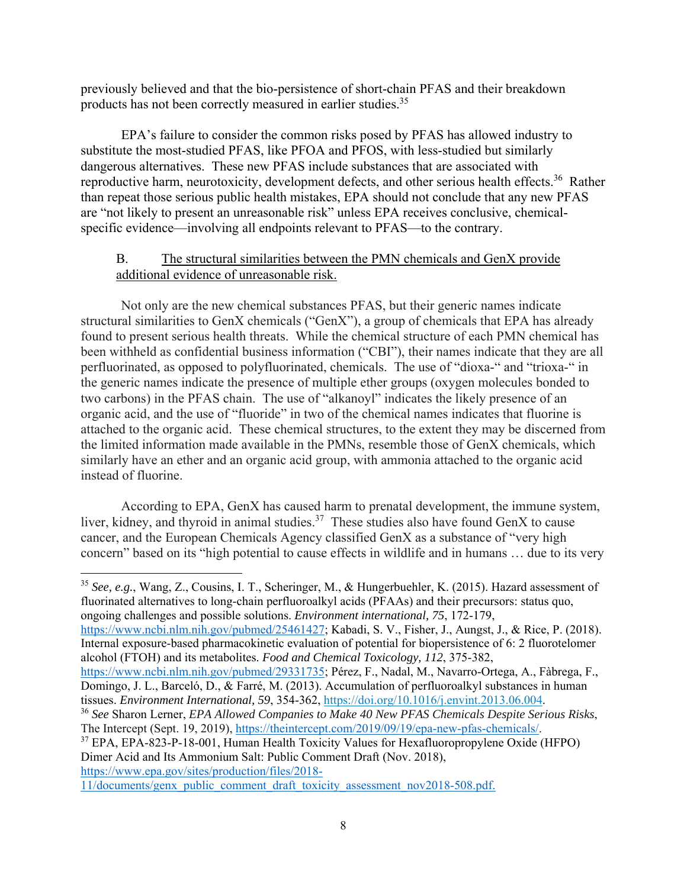previously believed and that the bio-persistence of short-chain PFAS and their breakdown products has not been correctly measured in earlier studies.[35]

EPA's failure to consider the common risks posed by PFAS has allowed industry to substitute the most-studied PFAS, like PFOA and PFOS, with less-studied but similarly dangerous alternatives. These new PFAS include substances that are associated with reproductive harm, neurotoxicity, development defects, and other serious health effects.[36] Rather than repeat those serious public health mistakes, EPA should not conclude that any new PFAS are "not likely to present an unreasonable risk" unless EPA receives conclusive, chemical-specific evidence—involving all endpoints relevant to PFAS—to the contrary.

### B. The structural similarities between the PMN chemicals and GenX provide additional evidence of unreasonable risk.

Not only are the new chemical substances PFAS, but their generic names indicate structural similarities to GenX chemicals ("GenX"), a group of chemicals that EPA has already found to present serious health threats. While the chemical structure of each PMN chemical has been withheld as confidential business information ("CBI"), their names indicate that they are all perfluorinated, as opposed to polyfluorinated, chemicals. The use of "dioxa-" and "trioxa-" in the generic names indicate the presence of multiple ether groups (oxygen molecules bonded to two carbons) in the PFAS chain. The use of "alkanoyl" indicates the likely presence of an organic acid, and the use of "fluoride" in two of the chemical names indicates that fluorine is attached to the organic acid. These chemical structures, to the extent they may be discerned from the limited information made available in the PMNs, resemble those of GenX chemicals, which similarly have an ether and an organic acid group, with ammonia attached to the organic acid instead of fluorine.

According to EPA, GenX has caused harm to prenatal development, the immune system, liver, kidney, and thyroid in animal studies.[37] These studies also have found GenX to cause cancer, and the European Chemicals Agency classified GenX as a substance of "very high concern" based on its "high potential to cause effects in wildlife and in humans … due to its very

---

[35] *See, e.g.*, Wang, Z., Cousins, I. T., Scheringer, M., & Hungerbuehler, K. (2015). Hazard assessment of fluorinated alternatives to long-chain perfluoroalkyl acids (PFAAs) and their precursors: status quo, ongoing challenges and possible solutions. *Environment international, 75*, 172-179, https://www.ncbi.nlm.nih.gov/pubmed/25461427; Kabadi, S. V., Fisher, J., Aungst, J., & Rice, P. (2018). Internal exposure-based pharmacokinetic evaluation of potential for biopersistence of 6: 2 fluorotelomer alcohol (FTOH) and its metabolites. *Food and Chemical Toxicology, 112*, 375-382, https://www.ncbi.nlm.nih.gov/pubmed/29331735; Pérez, F., Nadal, M., Navarro-Ortega, A., Fàbrega, F., Domingo, J. L., Barceló, D., & Farré, M. (2013). Accumulation of perfluoroalkyl substances in human tissues. *Environment International, 59*, 354-362, https://doi.org/10.1016/j.envint.2013.06.004.

[36] *See* Sharon Lerner, *EPA Allowed Companies to Make 40 New PFAS Chemicals Despite Serious Risks*, The Intercept (Sept. 19, 2019), https://theintercept.com/2019/09/19/epa-new-pfas-chemicals/.

[37] EPA, EPA-823-P-18-001, Human Health Toxicity Values for Hexafluoropropylene Oxide (HFPO) Dimer Acid and Its Ammonium Salt: Public Comment Draft (Nov. 2018), https://www.epa.gov/sites/production/files/2018-11/documents/genx_public_comment_draft_toxicity_assessment_nov2018-508.pdf.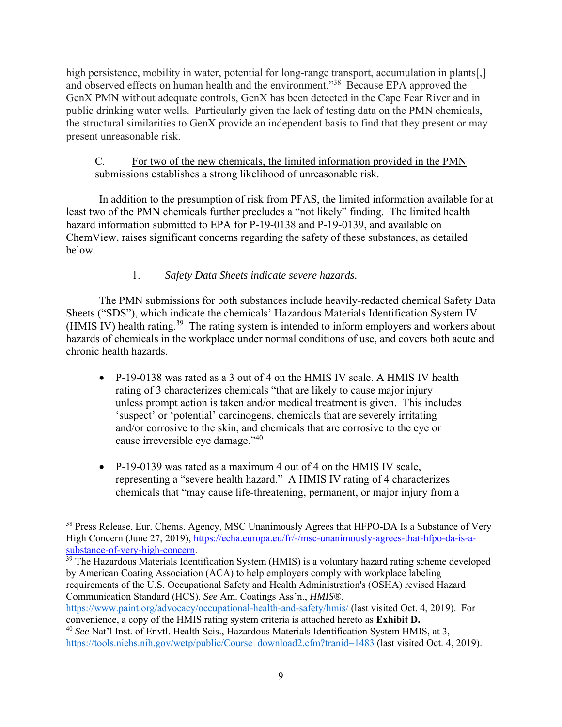high persistence, mobility in water, potential for long-range transport, accumulation in plants[,] and observed effects on human health and the environment."[38] Because EPA approved the GenX PMN without adequate controls, GenX has been detected in the Cape Fear River and in public drinking water wells. Particularly given the lack of testing data on the PMN chemicals, the structural similarities to GenX provide an independent basis to find that they present or may present unreasonable risk.

C. For two of the new chemicals, the limited information provided in the PMN submissions establishes a strong likelihood of unreasonable risk.

In addition to the presumption of risk from PFAS, the limited information available for at least two of the PMN chemicals further precludes a "not likely" finding. The limited health hazard information submitted to EPA for P-19-0138 and P-19-0139, and available on ChemView, raises significant concerns regarding the safety of these substances, as detailed below.

1. *Safety Data Sheets indicate severe hazards.*

The PMN submissions for both substances include heavily-redacted chemical Safety Data Sheets ("SDS"), which indicate the chemicals' Hazardous Materials Identification System IV (HMIS IV) health rating.[39] The rating system is intended to inform employers and workers about hazards of chemicals in the workplace under normal conditions of use, and covers both acute and chronic health hazards.

- P-19-0138 was rated as a 3 out of 4 on the HMIS IV scale. A HMIS IV health rating of 3 characterizes chemicals "that are likely to cause major injury unless prompt action is taken and/or medical treatment is given. This includes 'suspect' or 'potential' carcinogens, chemicals that are severely irritating and/or corrosive to the skin, and chemicals that are corrosive to the eye or cause irreversible eye damage."[40]

- P-19-0139 was rated as a maximum 4 out of 4 on the HMIS IV scale, representing a "severe health hazard." A HMIS IV rating of 4 characterizes chemicals that "may cause life-threatening, permanent, or major injury from a

---

[38] Press Release, Eur. Chems. Agency, MSC Unanimously Agrees that HFPO-DA Is a Substance of Very High Concern (June 27, 2019), https://echa.europa.eu/fr/-/msc-unanimously-agrees-that-hfpo-da-is-a-substance-of-very-high-concern.

[39] The Hazardous Materials Identification System (HMIS) is a voluntary hazard rating scheme developed by American Coating Association (ACA) to help employers comply with workplace labeling requirements of the U.S. Occupational Safety and Health Administration's (OSHA) revised Hazard Communication Standard (HCS). *See* Am. Coatings Ass'n., *HMIS®*, https://www.paint.org/advocacy/occupational-health-and-safety/hmis/ (last visited Oct. 4, 2019). For convenience, a copy of the HMIS rating system criteria is attached hereto as **Exhibit D.**

[40] *See* Nat'l Inst. of Envtl. Health Scis., Hazardous Materials Identification System HMIS, at 3, https://tools.niehs.nih.gov/wetp/public/Course_download2.cfm?tranid=1483 (last visited Oct. 4, 2019).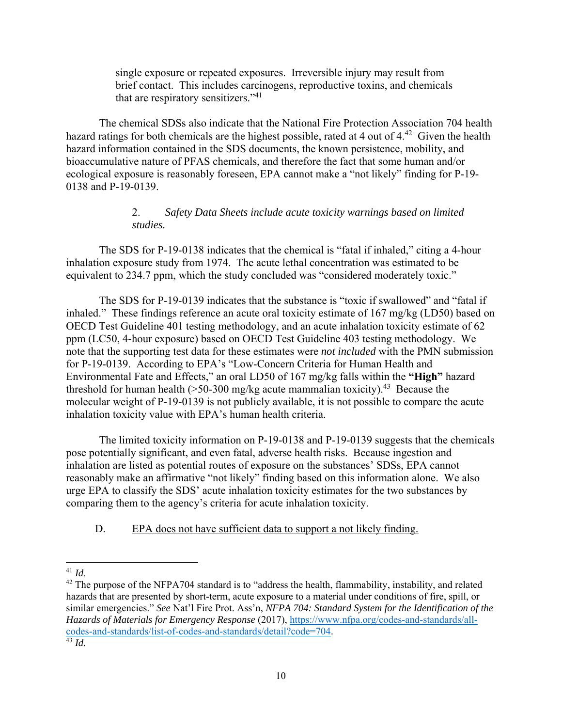> single exposure or repeated exposures. Irreversible injury may result from brief contact. This includes carcinogens, reproductive toxins, and chemicals that are respiratory sensitizers."[41]

The chemical SDSs also indicate that the National Fire Protection Association 704 health hazard ratings for both chemicals are the highest possible, rated at 4 out of 4.[42] Given the health hazard information contained in the SDS documents, the known persistence, mobility, and bioaccumulative nature of PFAS chemicals, and therefore the fact that some human and/or ecological exposure is reasonably foreseen, EPA cannot make a "not likely" finding for P-19-0138 and P-19-0139.

2. *Safety Data Sheets include acute toxicity warnings based on limited studies.*

The SDS for P-19-0138 indicates that the chemical is "fatal if inhaled," citing a 4-hour inhalation exposure study from 1974. The acute lethal concentration was estimated to be equivalent to 234.7 ppm, which the study concluded was "considered moderately toxic."

The SDS for P-19-0139 indicates that the substance is "toxic if swallowed" and "fatal if inhaled." These findings reference an acute oral toxicity estimate of 167 mg/kg (LD50) based on OECD Test Guideline 401 testing methodology, and an acute inhalation toxicity estimate of 62 ppm (LC50, 4-hour exposure) based on OECD Test Guideline 403 testing methodology. We note that the supporting test data for these estimates were *not included* with the PMN submission for P-19-0139. According to EPA's "Low-Concern Criteria for Human Health and Environmental Fate and Effects," an oral LD50 of 167 mg/kg falls within the **"High"** hazard threshold for human health (>50-300 mg/kg acute mammalian toxicity).[43] Because the molecular weight of P-19-0139 is not publicly available, it is not possible to compare the acute inhalation toxicity value with EPA's human health criteria.

The limited toxicity information on P-19-0138 and P-19-0139 suggests that the chemicals pose potentially significant, and even fatal, adverse health risks. Because ingestion and inhalation are listed as potential routes of exposure on the substances' SDSs, EPA cannot reasonably make an affirmative "not likely" finding based on this information alone. We also urge EPA to classify the SDS' acute inhalation toxicity estimates for the two substances by comparing them to the agency's criteria for acute inhalation toxicity.

D. <u>EPA does not have sufficient data to support a not likely finding.</u>

---

[41] *Id*.

[42] The purpose of the NFPA704 standard is to "address the health, flammability, instability, and related hazards that are presented by short-term, acute exposure to a material under conditions of fire, spill, or similar emergencies." *See* Nat'l Fire Prot. Ass'n, *NFPA 704: Standard System for the Identification of the Hazards of Materials for Emergency Response* (2017), https://www.nfpa.org/codes-and-standards/all-codes-and-standards/list-of-codes-and-standards/detail?code=704.

[43] *Id.*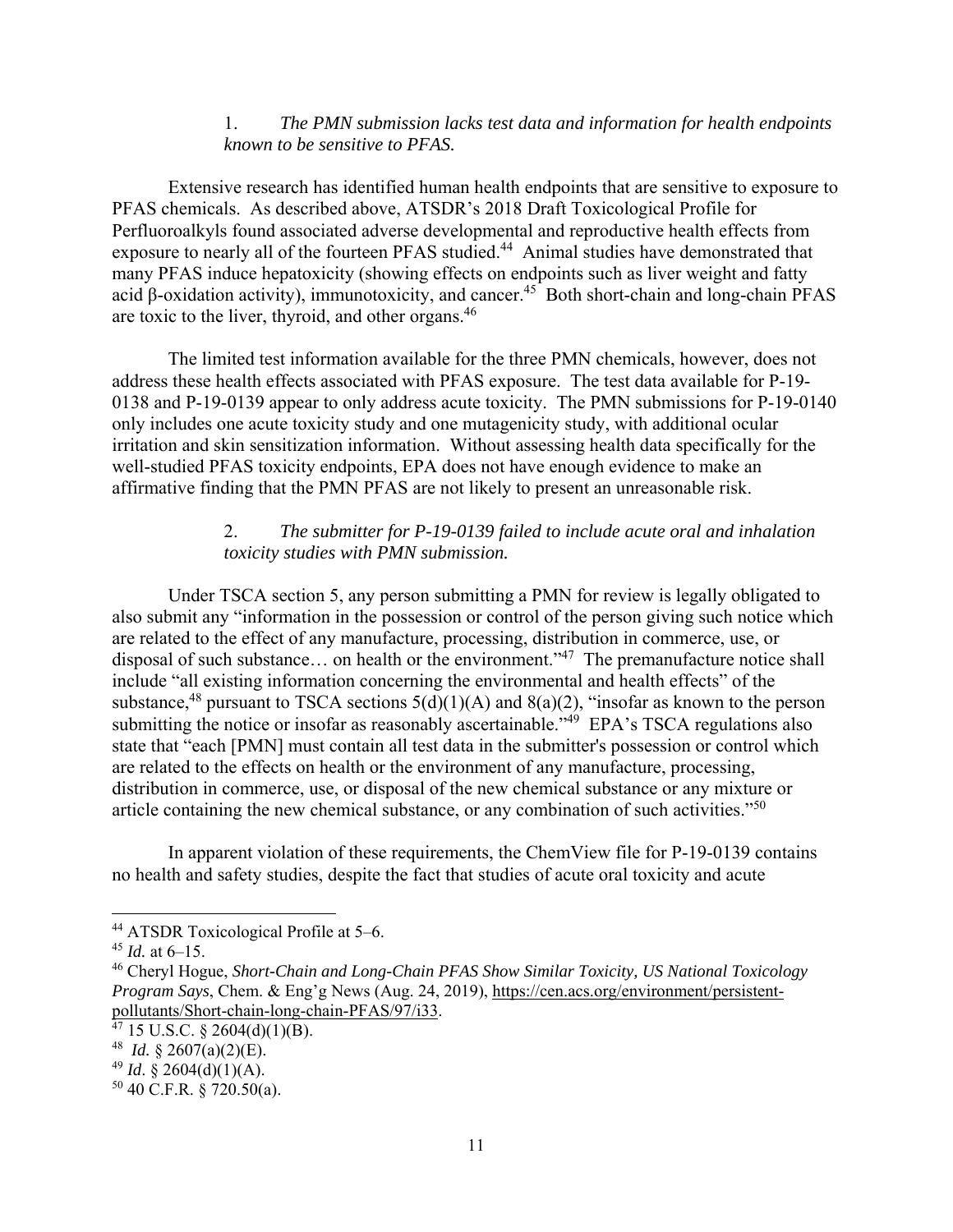### 1. *The PMN submission lacks test data and information for health endpoints known to be sensitive to PFAS.*

Extensive research has identified human health endpoints that are sensitive to exposure to PFAS chemicals. As described above, ATSDR's 2018 Draft Toxicological Profile for Perfluoroalkyls found associated adverse developmental and reproductive health effects from exposure to nearly all of the fourteen PFAS studied.[44] Animal studies have demonstrated that many PFAS induce hepatoxicity (showing effects on endpoints such as liver weight and fatty acid β-oxidation activity), immunotoxicity, and cancer.[45] Both short-chain and long-chain PFAS are toxic to the liver, thyroid, and other organs.[46]

The limited test information available for the three PMN chemicals, however, does not address these health effects associated with PFAS exposure. The test data available for P-19-0138 and P-19-0139 appear to only address acute toxicity. The PMN submissions for P-19-0140 only includes one acute toxicity study and one mutagenicity study, with additional ocular irritation and skin sensitization information. Without assessing health data specifically for the well-studied PFAS toxicity endpoints, EPA does not have enough evidence to make an affirmative finding that the PMN PFAS are not likely to present an unreasonable risk.

### 2. *The submitter for P-19-0139 failed to include acute oral and inhalation toxicity studies with PMN submission.*

Under TSCA section 5, any person submitting a PMN for review is legally obligated to also submit any "information in the possession or control of the person giving such notice which are related to the effect of any manufacture, processing, distribution in commerce, use, or disposal of such substance… on health or the environment."[47] The premanufacture notice shall include "all existing information concerning the environmental and health effects" of the substance,[48] pursuant to TSCA sections 5(d)(1)(A) and 8(a)(2), "insofar as known to the person submitting the notice or insofar as reasonably ascertainable."[49] EPA's TSCA regulations also state that "each [PMN] must contain all test data in the submitter's possession or control which are related to the effects on health or the environment of any manufacture, processing, distribution in commerce, use, or disposal of the new chemical substance or any mixture or article containing the new chemical substance, or any combination of such activities."[50]

In apparent violation of these requirements, the ChemView file for P-19-0139 contains no health and safety studies, despite the fact that studies of acute oral toxicity and acute

---

[44] ATSDR Toxicological Profile at 5–6.

[45] *Id.* at 6–15.

[46] Cheryl Hogue, *Short-Chain and Long-Chain PFAS Show Similar Toxicity, US National Toxicology Program Says*, Chem. & Eng'g News (Aug. 24, 2019), https://cen.acs.org/environment/persistent-pollutants/Short-chain-long-chain-PFAS/97/i33.

[47] 15 U.S.C. § 2604(d)(1)(B).

[48] *Id.* § 2607(a)(2)(E).

[49] *Id*. § 2604(d)(1)(A).

[50] 40 C.F.R. § 720.50(a).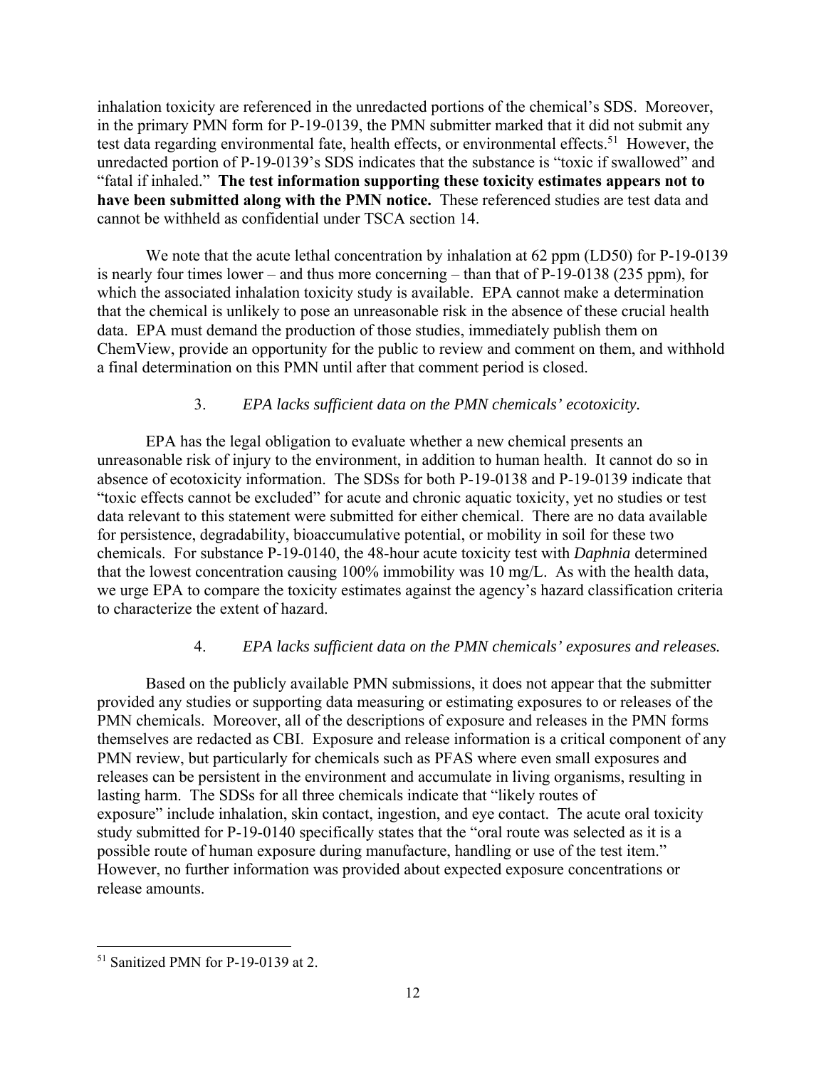inhalation toxicity are referenced in the unredacted portions of the chemical's SDS. Moreover, in the primary PMN form for P-19-0139, the PMN submitter marked that it did not submit any test data regarding environmental fate, health effects, or environmental effects.[51] However, the unredacted portion of P-19-0139's SDS indicates that the substance is "toxic if swallowed" and "fatal if inhaled." **The test information supporting these toxicity estimates appears not to have been submitted along with the PMN notice.** These referenced studies are test data and cannot be withheld as confidential under TSCA section 14.

We note that the acute lethal concentration by inhalation at 62 ppm (LD50) for P-19-0139 is nearly four times lower – and thus more concerning – than that of P-19-0138 (235 ppm), for which the associated inhalation toxicity study is available. EPA cannot make a determination that the chemical is unlikely to pose an unreasonable risk in the absence of these crucial health data. EPA must demand the production of those studies, immediately publish them on ChemView, provide an opportunity for the public to review and comment on them, and withhold a final determination on this PMN until after that comment period is closed.

3. *EPA lacks sufficient data on the PMN chemicals' ecotoxicity.*

EPA has the legal obligation to evaluate whether a new chemical presents an unreasonable risk of injury to the environment, in addition to human health. It cannot do so in absence of ecotoxicity information. The SDSs for both P-19-0138 and P-19-0139 indicate that "toxic effects cannot be excluded" for acute and chronic aquatic toxicity, yet no studies or test data relevant to this statement were submitted for either chemical. There are no data available for persistence, degradability, bioaccumulative potential, or mobility in soil for these two chemicals. For substance P-19-0140, the 48-hour acute toxicity test with *Daphnia* determined that the lowest concentration causing 100% immobility was 10 mg/L. As with the health data, we urge EPA to compare the toxicity estimates against the agency's hazard classification criteria to characterize the extent of hazard.

4. *EPA lacks sufficient data on the PMN chemicals' exposures and releases.*

Based on the publicly available PMN submissions, it does not appear that the submitter provided any studies or supporting data measuring or estimating exposures to or releases of the PMN chemicals. Moreover, all of the descriptions of exposure and releases in the PMN forms themselves are redacted as CBI. Exposure and release information is a critical component of any PMN review, but particularly for chemicals such as PFAS where even small exposures and releases can be persistent in the environment and accumulate in living organisms, resulting in lasting harm. The SDSs for all three chemicals indicate that "likely routes of exposure" include inhalation, skin contact, ingestion, and eye contact. The acute oral toxicity study submitted for P-19-0140 specifically states that the "oral route was selected as it is a possible route of human exposure during manufacture, handling or use of the test item." However, no further information was provided about expected exposure concentrations or release amounts.

---

[51] Sanitized PMN for P-19-0139 at 2.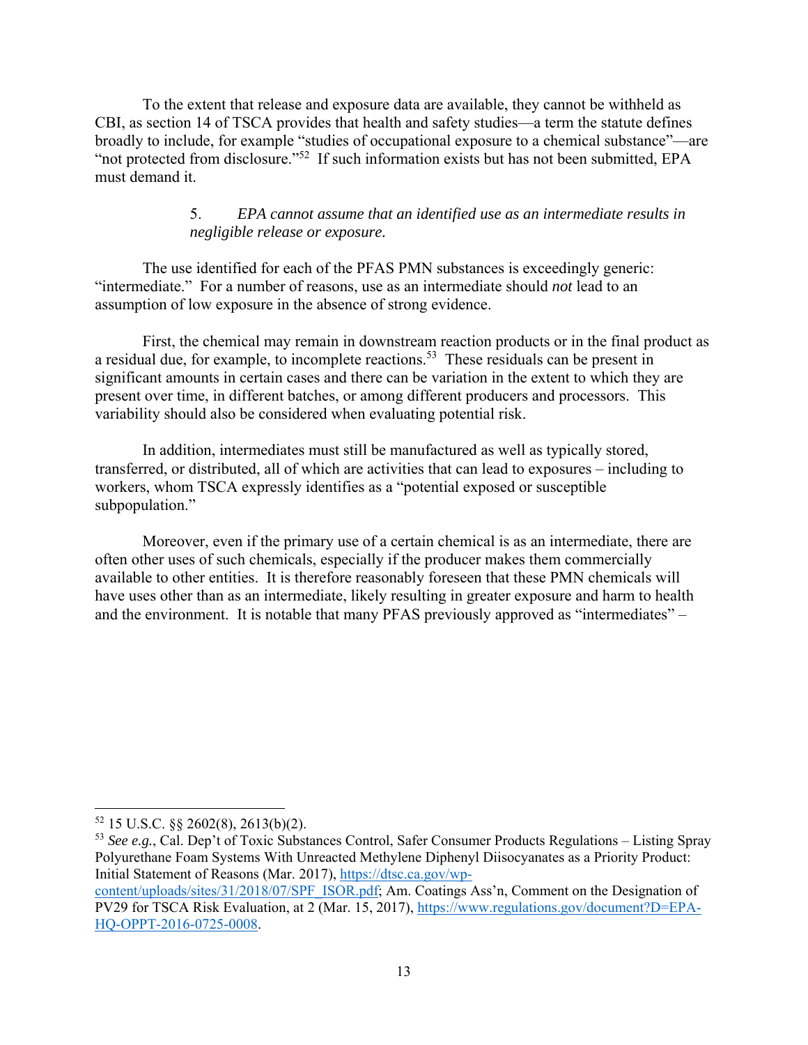To the extent that release and exposure data are available, they cannot be withheld as CBI, as section 14 of TSCA provides that health and safety studies—a term the statute defines broadly to include, for example "studies of occupational exposure to a chemical substance"—are "not protected from disclosure."[52] If such information exists but has not been submitted, EPA must demand it.

#### 5. *EPA cannot assume that an identified use as an intermediate results in negligible release or exposure.*

The use identified for each of the PFAS PMN substances is exceedingly generic: "intermediate." For a number of reasons, use as an intermediate should *not* lead to an assumption of low exposure in the absence of strong evidence.

First, the chemical may remain in downstream reaction products or in the final product as a residual due, for example, to incomplete reactions.[53] These residuals can be present in significant amounts in certain cases and there can be variation in the extent to which they are present over time, in different batches, or among different producers and processors. This variability should also be considered when evaluating potential risk.

In addition, intermediates must still be manufactured as well as typically stored, transferred, or distributed, all of which are activities that can lead to exposures – including to workers, whom TSCA expressly identifies as a "potential exposed or susceptible subpopulation."

Moreover, even if the primary use of a certain chemical is as an intermediate, there are often other uses of such chemicals, especially if the producer makes them commercially available to other entities. It is therefore reasonably foreseen that these PMN chemicals will have uses other than as an intermediate, likely resulting in greater exposure and harm to health and the environment. It is notable that many PFAS previously approved as "intermediates" –

---

[52] 15 U.S.C. §§ 2602(8), 2613(b)(2).

[53] *See e.g.*, Cal. Dep't of Toxic Substances Control, Safer Consumer Products Regulations – Listing Spray Polyurethane Foam Systems With Unreacted Methylene Diphenyl Diisocyanates as a Priority Product: Initial Statement of Reasons (Mar. 2017), https://dtsc.ca.gov/wp-content/uploads/sites/31/2018/07/SPF_ISOR.pdf; Am. Coatings Ass'n, Comment on the Designation of PV29 for TSCA Risk Evaluation, at 2 (Mar. 15, 2017), https://www.regulations.gov/document?D=EPA-HQ-OPPT-2016-0725-0008.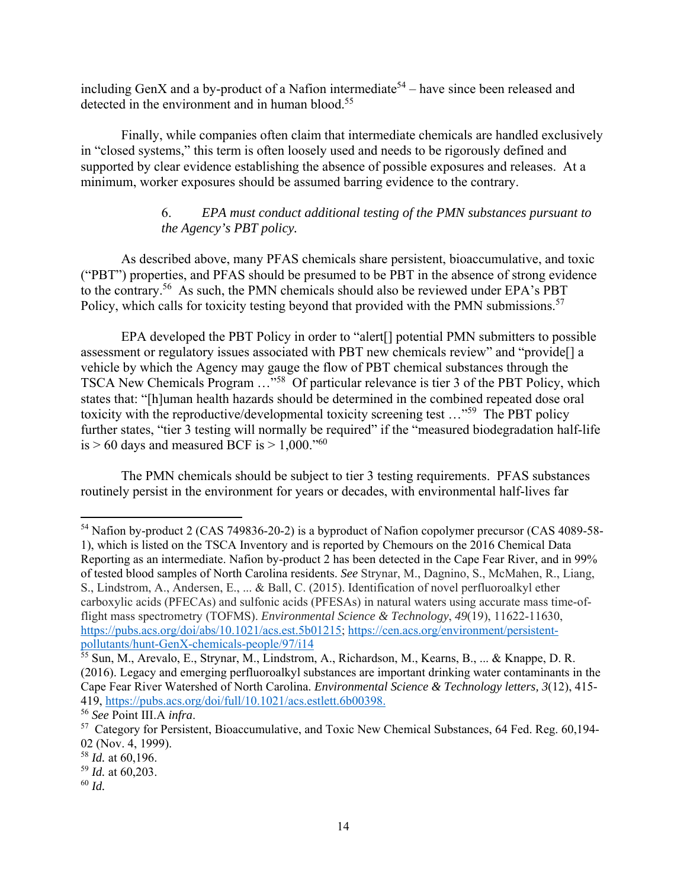including GenX and a by-product of a Nafion intermediate[54] – have since been released and detected in the environment and in human blood.[55]

Finally, while companies often claim that intermediate chemicals are handled exclusively in "closed systems," this term is often loosely used and needs to be rigorously defined and supported by clear evidence establishing the absence of possible exposures and releases. At a minimum, worker exposures should be assumed barring evidence to the contrary.

### 6. *EPA must conduct additional testing of the PMN substances pursuant to the Agency's PBT policy.*

As described above, many PFAS chemicals share persistent, bioaccumulative, and toxic ("PBT") properties, and PFAS should be presumed to be PBT in the absence of strong evidence to the contrary.[56] As such, the PMN chemicals should also be reviewed under EPA's PBT Policy, which calls for toxicity testing beyond that provided with the PMN submissions.[57]

EPA developed the PBT Policy in order to "alert[] potential PMN submitters to possible assessment or regulatory issues associated with PBT new chemicals review" and "provide[] a vehicle by which the Agency may gauge the flow of PBT chemical substances through the TSCA New Chemicals Program …"[58] Of particular relevance is tier 3 of the PBT Policy, which states that: "[h]uman health hazards should be determined in the combined repeated dose oral toxicity with the reproductive/developmental toxicity screening test …"[59] The PBT policy further states, "tier 3 testing will normally be required" if the "measured biodegradation half-life is > 60 days and measured BCF is > 1,000."[60]

The PMN chemicals should be subject to tier 3 testing requirements. PFAS substances routinely persist in the environment for years or decades, with environmental half-lives far

---

[54] Nafion by-product 2 (CAS 749836-20-2) is a byproduct of Nafion copolymer precursor (CAS 4089-58-1), which is listed on the TSCA Inventory and is reported by Chemours on the 2016 Chemical Data Reporting as an intermediate. Nafion by-product 2 has been detected in the Cape Fear River, and in 99% of tested blood samples of North Carolina residents. *See* Strynar, M., Dagnino, S., McMahen, R., Liang, S., Lindstrom, A., Andersen, E., ... & Ball, C. (2015). Identification of novel perfluoroalkyl ether carboxylic acids (PFECAs) and sulfonic acids (PFESAs) in natural waters using accurate mass time-of-flight mass spectrometry (TOFMS). *Environmental Science & Technology*, *49*(19), 11622-11630, https://pubs.acs.org/doi/abs/10.1021/acs.est.5b01215; https://cen.acs.org/environment/persistent-pollutants/hunt-GenX-chemicals-people/97/i14

[55] Sun, M., Arevalo, E., Strynar, M., Lindstrom, A., Richardson, M., Kearns, B., ... & Knappe, D. R. (2016). Legacy and emerging perfluoroalkyl substances are important drinking water contaminants in the Cape Fear River Watershed of North Carolina. *Environmental Science & Technology letters, 3*(12), 415-419, https://pubs.acs.org/doi/full/10.1021/acs.estlett.6b00398.

[56] *See* Point III.A *infra*.

[57] Category for Persistent, Bioaccumulative, and Toxic New Chemical Substances, 64 Fed. Reg. 60,194-02 (Nov. 4, 1999).

[58] *Id.* at 60,196.

[59] *Id.* at 60,203.

[60] *Id.*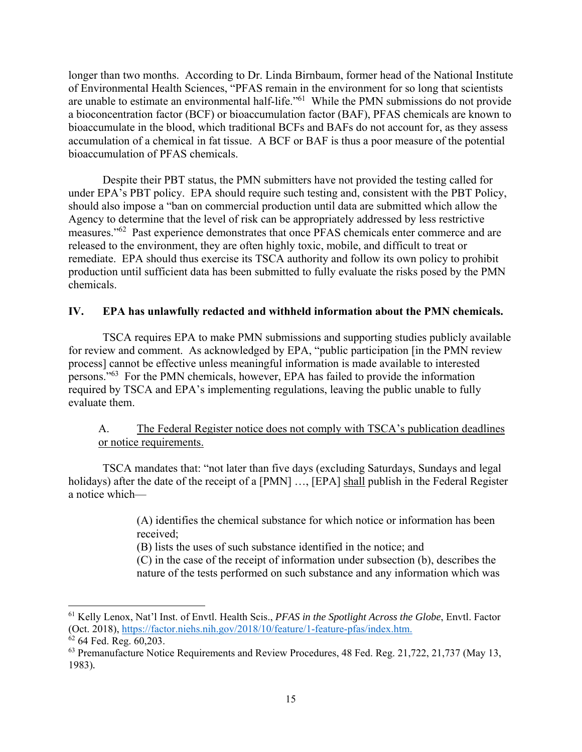longer than two months. According to Dr. Linda Birnbaum, former head of the National Institute of Environmental Health Sciences, "PFAS remain in the environment for so long that scientists are unable to estimate an environmental half-life."[61] While the PMN submissions do not provide a bioconcentration factor (BCF) or bioaccumulation factor (BAF), PFAS chemicals are known to bioaccumulate in the blood, which traditional BCFs and BAFs do not account for, as they assess accumulation of a chemical in fat tissue. A BCF or BAF is thus a poor measure of the potential bioaccumulation of PFAS chemicals.

Despite their PBT status, the PMN submitters have not provided the testing called for under EPA's PBT policy. EPA should require such testing and, consistent with the PBT Policy, should also impose a "ban on commercial production until data are submitted which allow the Agency to determine that the level of risk can be appropriately addressed by less restrictive measures."[62] Past experience demonstrates that once PFAS chemicals enter commerce and are released to the environment, they are often highly toxic, mobile, and difficult to treat or remediate. EPA should thus exercise its TSCA authority and follow its own policy to prohibit production until sufficient data has been submitted to fully evaluate the risks posed by the PMN chemicals.

## IV. EPA has unlawfully redacted and withheld information about the PMN chemicals.

TSCA requires EPA to make PMN submissions and supporting studies publicly available for review and comment. As acknowledged by EPA, "public participation [in the PMN review process] cannot be effective unless meaningful information is made available to interested persons."[63] For the PMN chemicals, however, EPA has failed to provide the information required by TSCA and EPA's implementing regulations, leaving the public unable to fully evaluate them.

### A. The Federal Register notice does not comply with TSCA's publication deadlines or notice requirements.

TSCA mandates that: "not later than five days (excluding Saturdays, Sundays and legal holidays) after the date of the receipt of a [PMN] …, [EPA] shall publish in the Federal Register a notice which—

> (A) identifies the chemical substance for which notice or information has been received;
> (B) lists the uses of such substance identified in the notice; and
> (C) in the case of the receipt of information under subsection (b), describes the nature of the tests performed on such substance and any information which was

---

[61] Kelly Lenox, Nat'l Inst. of Envtl. Health Scis., *PFAS in the Spotlight Across the Globe*, Envtl. Factor (Oct. 2018), https://factor.niehs.nih.gov/2018/10/feature/1-feature-pfas/index.htm.

[62] 64 Fed. Reg. 60,203.

[63] Premanufacture Notice Requirements and Review Procedures, 48 Fed. Reg. 21,722, 21,737 (May 13, 1983).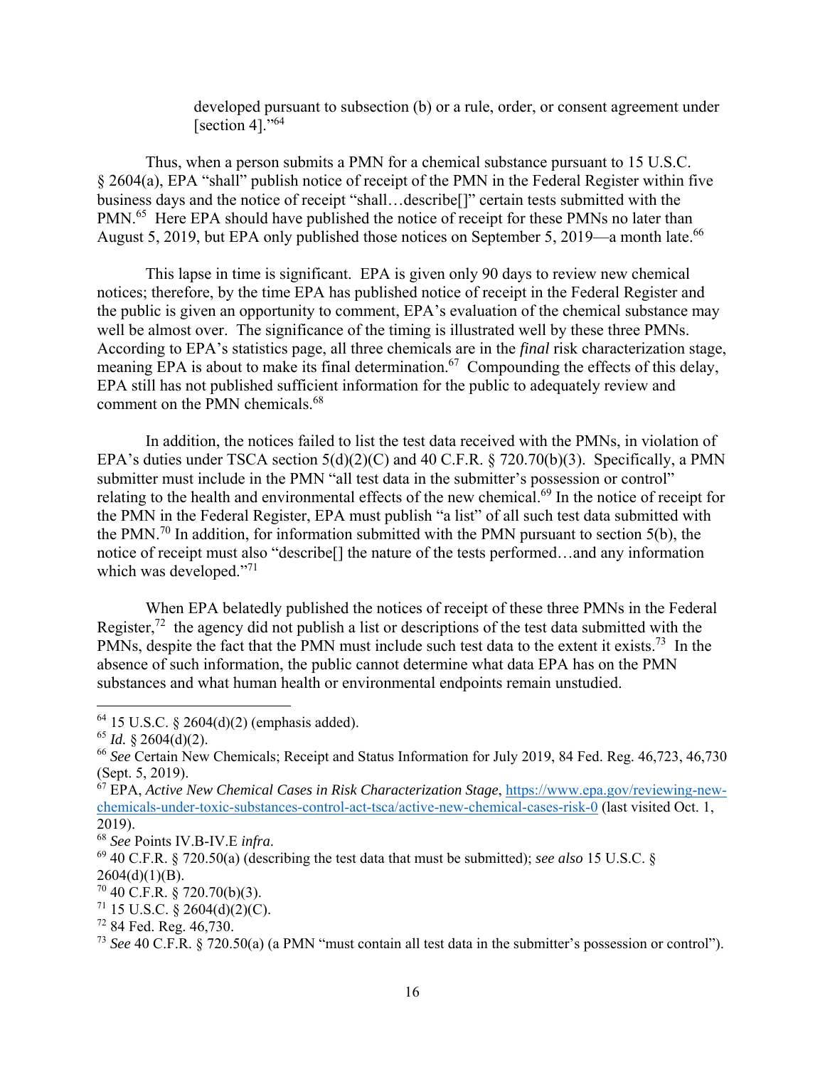> developed pursuant to subsection (b) or a rule, order, or consent agreement under [section 4]."[64]

Thus, when a person submits a PMN for a chemical substance pursuant to 15 U.S.C. § 2604(a), EPA "shall" publish notice of receipt of the PMN in the Federal Register within five business days and the notice of receipt "shall…describe[]" certain tests submitted with the PMN.[65] Here EPA should have published the notice of receipt for these PMNs no later than August 5, 2019, but EPA only published those notices on September 5, 2019—a month late.[66]

This lapse in time is significant. EPA is given only 90 days to review new chemical notices; therefore, by the time EPA has published notice of receipt in the Federal Register and the public is given an opportunity to comment, EPA's evaluation of the chemical substance may well be almost over. The significance of the timing is illustrated well by these three PMNs. According to EPA's statistics page, all three chemicals are in the *final* risk characterization stage, meaning EPA is about to make its final determination.[67] Compounding the effects of this delay, EPA still has not published sufficient information for the public to adequately review and comment on the PMN chemicals.[68]

In addition, the notices failed to list the test data received with the PMNs, in violation of EPA's duties under TSCA section 5(d)(2)(C) and 40 C.F.R. § 720.70(b)(3). Specifically, a PMN submitter must include in the PMN "all test data in the submitter's possession or control" relating to the health and environmental effects of the new chemical.[69] In the notice of receipt for the PMN in the Federal Register, EPA must publish "a list" of all such test data submitted with the PMN.[70] In addition, for information submitted with the PMN pursuant to section 5(b), the notice of receipt must also "describe[] the nature of the tests performed…and any information which was developed."[71]

When EPA belatedly published the notices of receipt of these three PMNs in the Federal Register,[72] the agency did not publish a list or descriptions of the test data submitted with the PMNs, despite the fact that the PMN must include such test data to the extent it exists.[73] In the absence of such information, the public cannot determine what data EPA has on the PMN substances and what human health or environmental endpoints remain unstudied.

---

[64] 15 U.S.C. § 2604(d)(2) (emphasis added).

[65] *Id.* § 2604(d)(2).

[66] *See* Certain New Chemicals; Receipt and Status Information for July 2019, 84 Fed. Reg. 46,723, 46,730 (Sept. 5, 2019).

[67] EPA, *Active New Chemical Cases in Risk Characterization Stage*, https://www.epa.gov/reviewing-new-chemicals-under-toxic-substances-control-act-tsca/active-new-chemical-cases-risk-0 (last visited Oct. 1, 2019).

[68] *See* Points IV.B-IV.E *infra*.

[69] 40 C.F.R. § 720.50(a) (describing the test data that must be submitted); *see also* 15 U.S.C. § 2604(d)(1)(B).

[70] 40 C.F.R. § 720.70(b)(3).

[71] 15 U.S.C. § 2604(d)(2)(C).

[72] 84 Fed. Reg. 46,730.

[73] *See* 40 C.F.R. § 720.50(a) (a PMN "must contain all test data in the submitter's possession or control").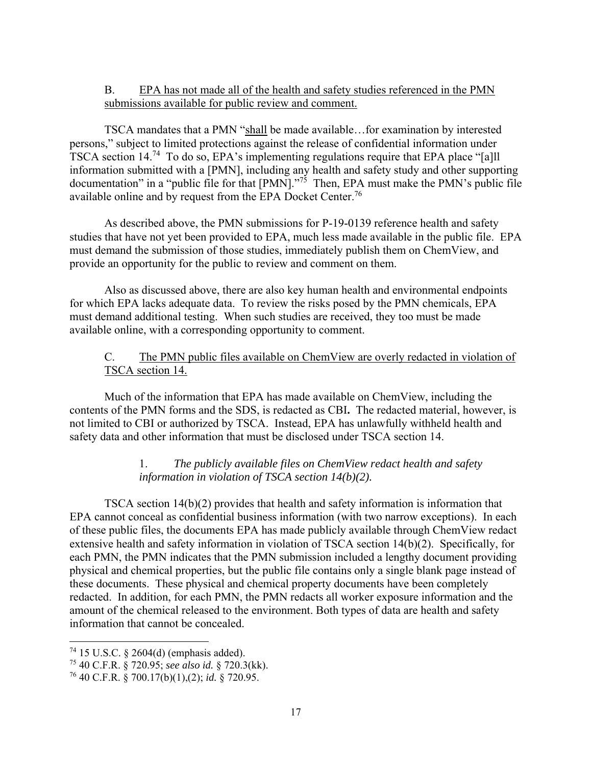B. EPA has not made all of the health and safety studies referenced in the PMN submissions available for public review and comment.

TSCA mandates that a PMN "shall be made available…for examination by interested persons," subject to limited protections against the release of confidential information under TSCA section 14.[74] To do so, EPA's implementing regulations require that EPA place "[a]ll information submitted with a [PMN], including any health and safety study and other supporting documentation" in a "public file for that [PMN]."[75] Then, EPA must make the PMN's public file available online and by request from the EPA Docket Center.[76]

As described above, the PMN submissions for P-19-0139 reference health and safety studies that have not yet been provided to EPA, much less made available in the public file. EPA must demand the submission of those studies, immediately publish them on ChemView, and provide an opportunity for the public to review and comment on them.

Also as discussed above, there are also key human health and environmental endpoints for which EPA lacks adequate data. To review the risks posed by the PMN chemicals, EPA must demand additional testing. When such studies are received, they too must be made available online, with a corresponding opportunity to comment.

C. The PMN public files available on ChemView are overly redacted in violation of TSCA section 14.

Much of the information that EPA has made available on ChemView, including the contents of the PMN forms and the SDS, is redacted as CBI**.** The redacted material, however, is not limited to CBI or authorized by TSCA. Instead, EPA has unlawfully withheld health and safety data and other information that must be disclosed under TSCA section 14.

1. *The publicly available files on ChemView redact health and safety information in violation of TSCA section 14(b)(2).*

TSCA section 14(b)(2) provides that health and safety information is information that EPA cannot conceal as confidential business information (with two narrow exceptions). In each of these public files, the documents EPA has made publicly available through ChemView redact extensive health and safety information in violation of TSCA section 14(b)(2). Specifically, for each PMN, the PMN indicates that the PMN submission included a lengthy document providing physical and chemical properties, but the public file contains only a single blank page instead of these documents. These physical and chemical property documents have been completely redacted. In addition, for each PMN, the PMN redacts all worker exposure information and the amount of the chemical released to the environment. Both types of data are health and safety information that cannot be concealed.

---

[74] 15 U.S.C. § 2604(d) (emphasis added).

[75] 40 C.F.R. § 720.95; *see also id.* § 720.3(kk).

[76] 40 C.F.R. § 700.17(b)(1),(2); *id.* § 720.95.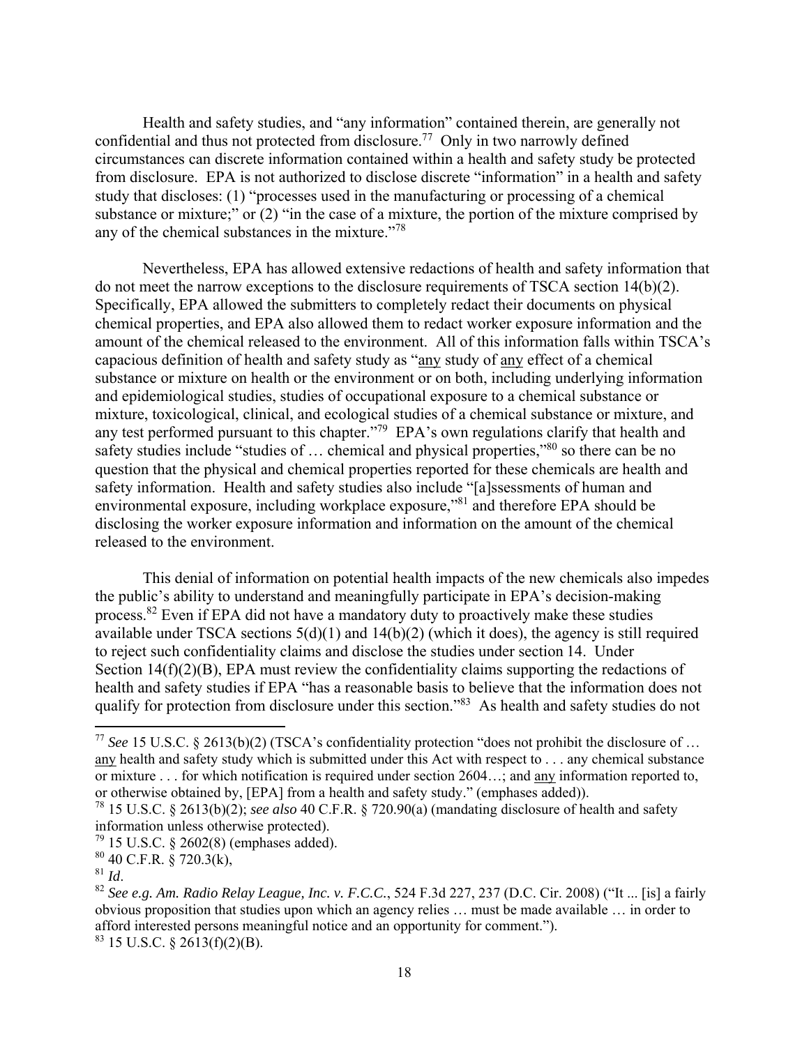Health and safety studies, and "any information" contained therein, are generally not confidential and thus not protected from disclosure.[77] Only in two narrowly defined circumstances can discrete information contained within a health and safety study be protected from disclosure. EPA is not authorized to disclose discrete "information" in a health and safety study that discloses: (1) "processes used in the manufacturing or processing of a chemical substance or mixture;" or (2) "in the case of a mixture, the portion of the mixture comprised by any of the chemical substances in the mixture."[78]

Nevertheless, EPA has allowed extensive redactions of health and safety information that do not meet the narrow exceptions to the disclosure requirements of TSCA section 14(b)(2). Specifically, EPA allowed the submitters to completely redact their documents on physical chemical properties, and EPA also allowed them to redact worker exposure information and the amount of the chemical released to the environment. All of this information falls within TSCA's capacious definition of health and safety study as "<u>any</u> study of <u>any</u> effect of a chemical substance or mixture on health or the environment or on both, including underlying information and epidemiological studies, studies of occupational exposure to a chemical substance or mixture, toxicological, clinical, and ecological studies of a chemical substance or mixture, and any test performed pursuant to this chapter."[79] EPA's own regulations clarify that health and safety studies include "studies of … chemical and physical properties,"[80] so there can be no question that the physical and chemical properties reported for these chemicals are health and safety information. Health and safety studies also include "[a]ssessments of human and environmental exposure, including workplace exposure,"[81] and therefore EPA should be disclosing the worker exposure information and information on the amount of the chemical released to the environment.

This denial of information on potential health impacts of the new chemicals also impedes the public's ability to understand and meaningfully participate in EPA's decision-making process.[82] Even if EPA did not have a mandatory duty to proactively make these studies available under TSCA sections 5(d)(1) and 14(b)(2) (which it does), the agency is still required to reject such confidentiality claims and disclose the studies under section 14. Under Section 14(f)(2)(B), EPA must review the confidentiality claims supporting the redactions of health and safety studies if EPA "has a reasonable basis to believe that the information does not qualify for protection from disclosure under this section."[83] As health and safety studies do not

---

[77] *See* 15 U.S.C. § 2613(b)(2) (TSCA's confidentiality protection "does not prohibit the disclosure of … <u>any</u> health and safety study which is submitted under this Act with respect to . . . any chemical substance or mixture . . . for which notification is required under section 2604…; and <u>any</u> information reported to, or otherwise obtained by, [EPA] from a health and safety study." (emphases added)).

[78] 15 U.S.C. § 2613(b)(2); *see also* 40 C.F.R. § 720.90(a) (mandating disclosure of health and safety information unless otherwise protected).

[79] 15 U.S.C. § 2602(8) (emphases added).

[80] 40 C.F.R. § 720.3(k),

[81] *Id*.

[82] *See e.g. Am. Radio Relay League, Inc. v. F.C.C.*, 524 F.3d 227, 237 (D.C. Cir. 2008) ("It ... [is] a fairly obvious proposition that studies upon which an agency relies … must be made available … in order to afford interested persons meaningful notice and an opportunity for comment.").

[83] 15 U.S.C. § 2613(f)(2)(B).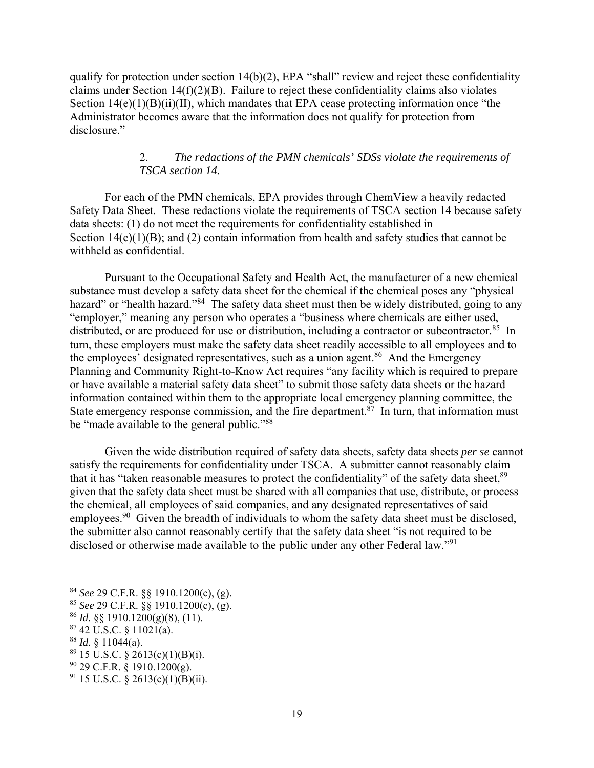qualify for protection under section 14(b)(2), EPA "shall" review and reject these confidentiality claims under Section 14(f)(2)(B). Failure to reject these confidentiality claims also violates Section 14(e)(1)(B)(ii)(II), which mandates that EPA cease protecting information once "the Administrator becomes aware that the information does not qualify for protection from disclosure."

2. *The redactions of the PMN chemicals' SDSs violate the requirements of TSCA section 14.*

For each of the PMN chemicals, EPA provides through ChemView a heavily redacted Safety Data Sheet. These redactions violate the requirements of TSCA section 14 because safety data sheets: (1) do not meet the requirements for confidentiality established in Section 14(c)(1)(B); and (2) contain information from health and safety studies that cannot be withheld as confidential.

Pursuant to the Occupational Safety and Health Act, the manufacturer of a new chemical substance must develop a safety data sheet for the chemical if the chemical poses any "physical hazard" or "health hazard."[84] The safety data sheet must then be widely distributed, going to any "employer," meaning any person who operates a "business where chemicals are either used, distributed, or are produced for use or distribution, including a contractor or subcontractor.[85] In turn, these employers must make the safety data sheet readily accessible to all employees and to the employees' designated representatives, such as a union agent.[86] And the Emergency Planning and Community Right-to-Know Act requires "any facility which is required to prepare or have available a material safety data sheet" to submit those safety data sheets or the hazard information contained within them to the appropriate local emergency planning committee, the State emergency response commission, and the fire department.[87] In turn, that information must be "made available to the general public."[88]

Given the wide distribution required of safety data sheets, safety data sheets *per se* cannot satisfy the requirements for confidentiality under TSCA. A submitter cannot reasonably claim that it has "taken reasonable measures to protect the confidentiality" of the safety data sheet,[89] given that the safety data sheet must be shared with all companies that use, distribute, or process the chemical, all employees of said companies, and any designated representatives of said employees.[90] Given the breadth of individuals to whom the safety data sheet must be disclosed, the submitter also cannot reasonably certify that the safety data sheet "is not required to be disclosed or otherwise made available to the public under any other Federal law."[91]

---

[84] *See* 29 C.F.R. §§ 1910.1200(c), (g).
[85] *See* 29 C.F.R. §§ 1910.1200(c), (g).
[86] *Id.* §§ 1910.1200(g)(8), (11).
[87] 42 U.S.C. § 11021(a).
[88] *Id.* § 11044(a).
[89] 15 U.S.C. § 2613(c)(1)(B)(i).
[90] 29 C.F.R. § 1910.1200(g).
[91] 15 U.S.C. § 2613(c)(1)(B)(ii).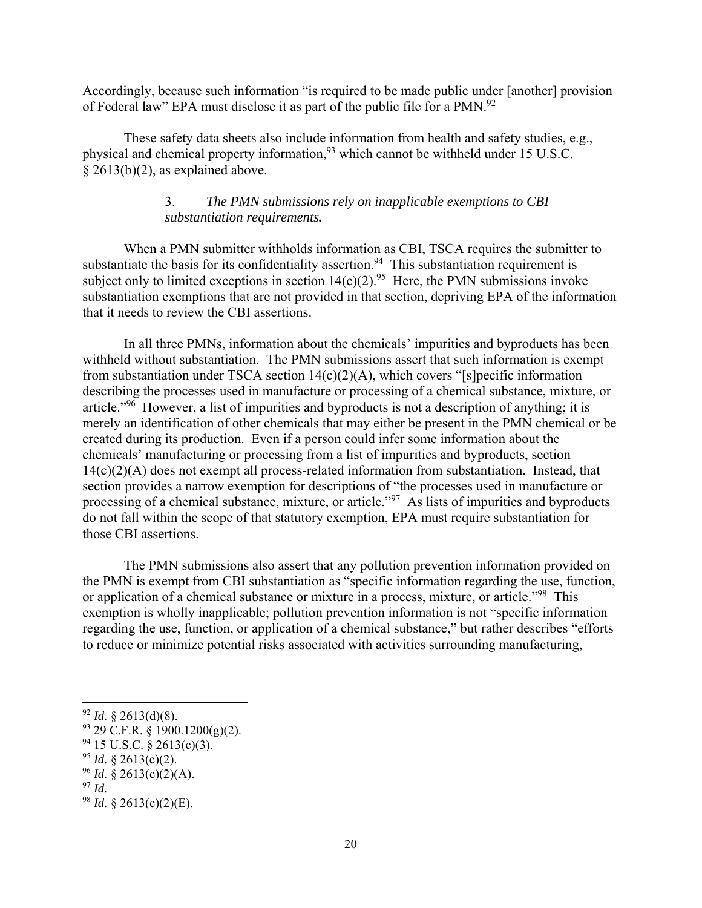Accordingly, because such information "is required to be made public under [another] provision of Federal law" EPA must disclose it as part of the public file for a PMN.[92]

These safety data sheets also include information from health and safety studies, e.g., physical and chemical property information,[93] which cannot be withheld under 15 U.S.C. § 2613(b)(2), as explained above.

### 3. *The PMN submissions rely on inapplicable exemptions to CBI substantiation requirements.*

When a PMN submitter withholds information as CBI, TSCA requires the submitter to substantiate the basis for its confidentiality assertion.[94] This substantiation requirement is subject only to limited exceptions in section 14(c)(2).[95] Here, the PMN submissions invoke substantiation exemptions that are not provided in that section, depriving EPA of the information that it needs to review the CBI assertions.

In all three PMNs, information about the chemicals' impurities and byproducts has been withheld without substantiation. The PMN submissions assert that such information is exempt from substantiation under TSCA section 14(c)(2)(A), which covers "[s]pecific information describing the processes used in manufacture or processing of a chemical substance, mixture, or article."[96] However, a list of impurities and byproducts is not a description of anything; it is merely an identification of other chemicals that may either be present in the PMN chemical or be created during its production. Even if a person could infer some information about the chemicals' manufacturing or processing from a list of impurities and byproducts, section 14(c)(2)(A) does not exempt all process-related information from substantiation. Instead, that section provides a narrow exemption for descriptions of "the processes used in manufacture or processing of a chemical substance, mixture, or article."[97] As lists of impurities and byproducts do not fall within the scope of that statutory exemption, EPA must require substantiation for those CBI assertions.

The PMN submissions also assert that any pollution prevention information provided on the PMN is exempt from CBI substantiation as "specific information regarding the use, function, or application of a chemical substance or mixture in a process, mixture, or article."[98] This exemption is wholly inapplicable; pollution prevention information is not "specific information regarding the use, function, or application of a chemical substance," but rather describes "efforts to reduce or minimize potential risks associated with activities surrounding manufacturing,

---

[92] *Id.* § 2613(d)(8).
[93] 29 C.F.R. § 1900.1200(g)(2).
[94] 15 U.S.C. § 2613(c)(3).
[95] *Id.* § 2613(c)(2).
[96] *Id.* § 2613(c)(2)(A).
[97] *Id.*
[98] *Id.* § 2613(c)(2)(E).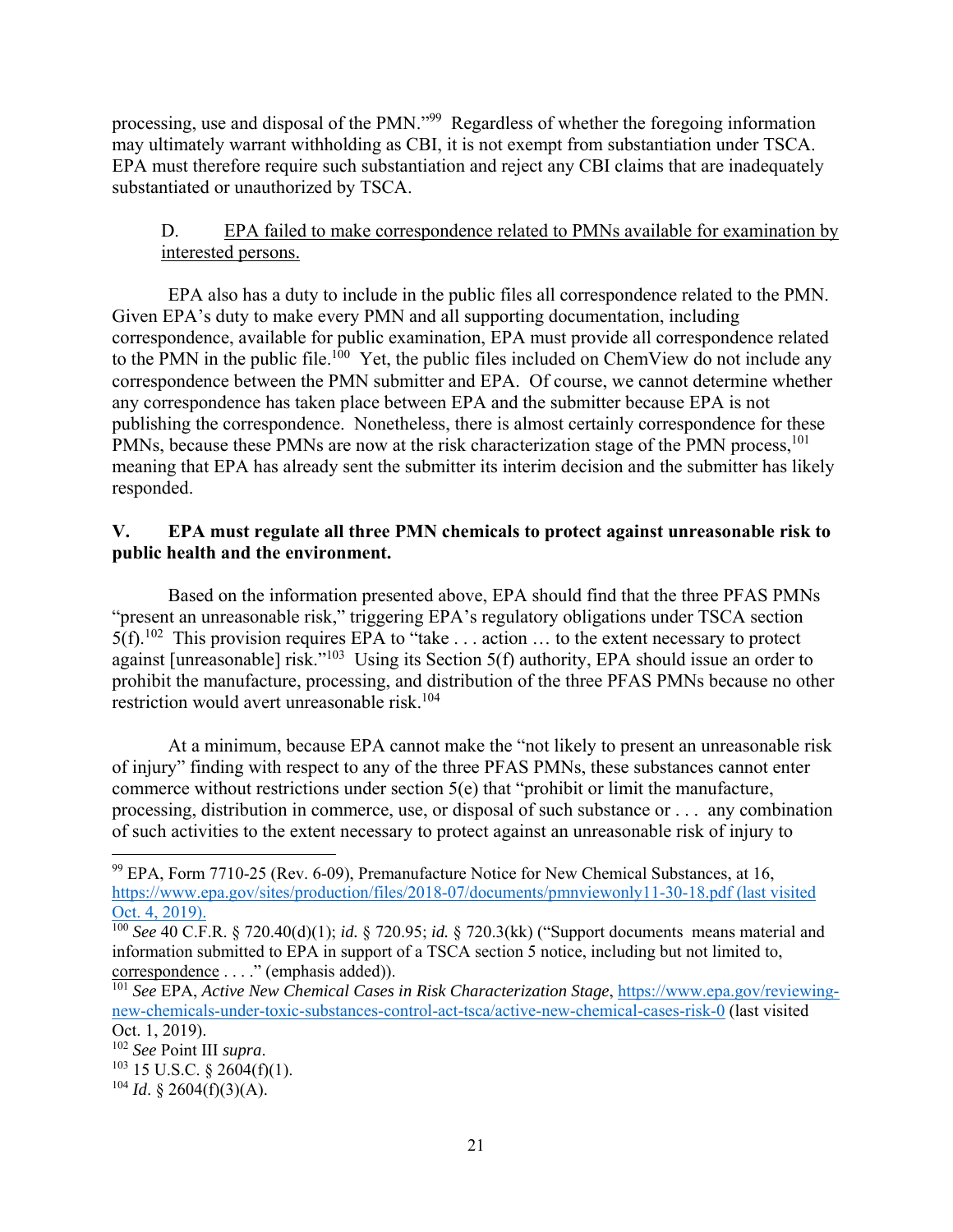processing, use and disposal of the PMN."[99] Regardless of whether the foregoing information may ultimately warrant withholding as CBI, it is not exempt from substantiation under TSCA. EPA must therefore require such substantiation and reject any CBI claims that are inadequately substantiated or unauthorized by TSCA.

D. EPA failed to make correspondence related to PMNs available for examination by interested persons.

EPA also has a duty to include in the public files all correspondence related to the PMN. Given EPA's duty to make every PMN and all supporting documentation, including correspondence, available for public examination, EPA must provide all correspondence related to the PMN in the public file.[100] Yet, the public files included on ChemView do not include any correspondence between the PMN submitter and EPA. Of course, we cannot determine whether any correspondence has taken place between EPA and the submitter because EPA is not publishing the correspondence. Nonetheless, there is almost certainly correspondence for these PMNs, because these PMNs are now at the risk characterization stage of the PMN process,[101] meaning that EPA has already sent the submitter its interim decision and the submitter has likely responded.

## V. EPA must regulate all three PMN chemicals to protect against unreasonable risk to public health and the environment.

Based on the information presented above, EPA should find that the three PFAS PMNs "present an unreasonable risk," triggering EPA's regulatory obligations under TSCA section 5(f).[102] This provision requires EPA to "take . . . action … to the extent necessary to protect against [unreasonable] risk."[103] Using its Section 5(f) authority, EPA should issue an order to prohibit the manufacture, processing, and distribution of the three PFAS PMNs because no other restriction would avert unreasonable risk.[104]

At a minimum, because EPA cannot make the "not likely to present an unreasonable risk of injury" finding with respect to any of the three PFAS PMNs, these substances cannot enter commerce without restrictions under section 5(e) that "prohibit or limit the manufacture, processing, distribution in commerce, use, or disposal of such substance or . . . any combination of such activities to the extent necessary to protect against an unreasonable risk of injury to

---

[99] EPA, Form 7710-25 (Rev. 6-09), Premanufacture Notice for New Chemical Substances, at 16, https://www.epa.gov/sites/production/files/2018-07/documents/pmnviewonly11-30-18.pdf (last visited Oct. 4, 2019).

[100] *See* 40 C.F.R. § 720.40(d)(1); *id.* § 720.95; *id.* § 720.3(kk) ("Support documents means material and information submitted to EPA in support of a TSCA section 5 notice, including but not limited to, correspondence . . . ." (emphasis added)).

[101] *See* EPA, *Active New Chemical Cases in Risk Characterization Stage*, https://www.epa.gov/reviewing-new-chemicals-under-toxic-substances-control-act-tsca/active-new-chemical-cases-risk-0 (last visited Oct. 1, 2019).

[102] *See* Point III *supra*.

[103] 15 U.S.C. § 2604(f)(1).

[104] *Id*. § 2604(f)(3)(A).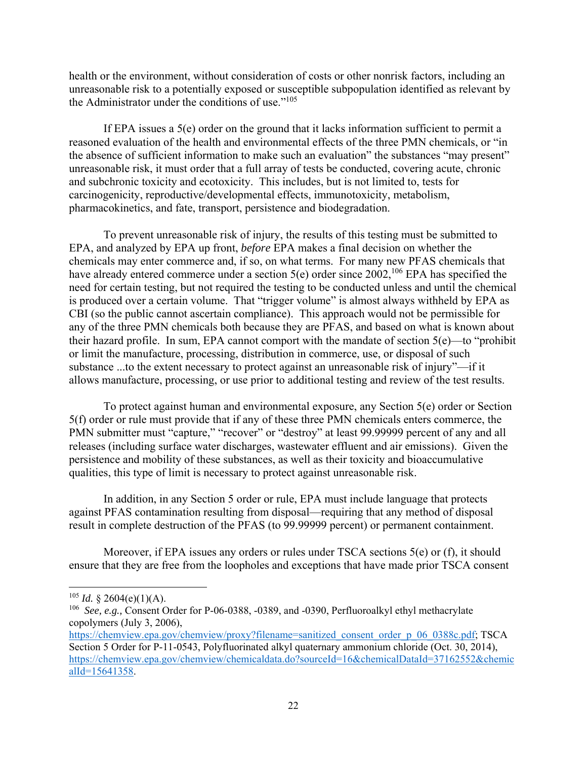health or the environment, without consideration of costs or other nonrisk factors, including an unreasonable risk to a potentially exposed or susceptible subpopulation identified as relevant by the Administrator under the conditions of use."[105]

If EPA issues a 5(e) order on the ground that it lacks information sufficient to permit a reasoned evaluation of the health and environmental effects of the three PMN chemicals, or "in the absence of sufficient information to make such an evaluation" the substances "may present" unreasonable risk, it must order that a full array of tests be conducted, covering acute, chronic and subchronic toxicity and ecotoxicity. This includes, but is not limited to, tests for carcinogenicity, reproductive/developmental effects, immunotoxicity, metabolism, pharmacokinetics, and fate, transport, persistence and biodegradation.

To prevent unreasonable risk of injury, the results of this testing must be submitted to EPA, and analyzed by EPA up front, *before* EPA makes a final decision on whether the chemicals may enter commerce and, if so, on what terms. For many new PFAS chemicals that have already entered commerce under a section 5(e) order since 2002,[106] EPA has specified the need for certain testing, but not required the testing to be conducted unless and until the chemical is produced over a certain volume. That "trigger volume" is almost always withheld by EPA as CBI (so the public cannot ascertain compliance). This approach would not be permissible for any of the three PMN chemicals both because they are PFAS, and based on what is known about their hazard profile. In sum, EPA cannot comport with the mandate of section 5(e)—to "prohibit or limit the manufacture, processing, distribution in commerce, use, or disposal of such substance ...to the extent necessary to protect against an unreasonable risk of injury"—if it allows manufacture, processing, or use prior to additional testing and review of the test results.

To protect against human and environmental exposure, any Section 5(e) order or Section 5(f) order or rule must provide that if any of these three PMN chemicals enters commerce, the PMN submitter must "capture," "recover" or "destroy" at least 99.99999 percent of any and all releases (including surface water discharges, wastewater effluent and air emissions). Given the persistence and mobility of these substances, as well as their toxicity and bioaccumulative qualities, this type of limit is necessary to protect against unreasonable risk.

In addition, in any Section 5 order or rule, EPA must include language that protects against PFAS contamination resulting from disposal—requiring that any method of disposal result in complete destruction of the PFAS (to 99.99999 percent) or permanent containment.

Moreover, if EPA issues any orders or rules under TSCA sections 5(e) or (f), it should ensure that they are free from the loopholes and exceptions that have made prior TSCA consent

---

[105] *Id.* § 2604(e)(1)(A).

[106] *See, e.g.,* Consent Order for P-06-0388, -0389, and -0390, Perfluoroalkyl ethyl methacrylate copolymers (July 3, 2006), https://chemview.epa.gov/chemview/proxy?filename=sanitized_consent_order_p_06_0388c.pdf; TSCA Section 5 Order for P-11-0543, Polyfluorinated alkyl quaternary ammonium chloride (Oct. 30, 2014), https://chemview.epa.gov/chemview/chemicaldata.do?sourceId=16&chemicalDataId=37162552&chemicalId=15641358.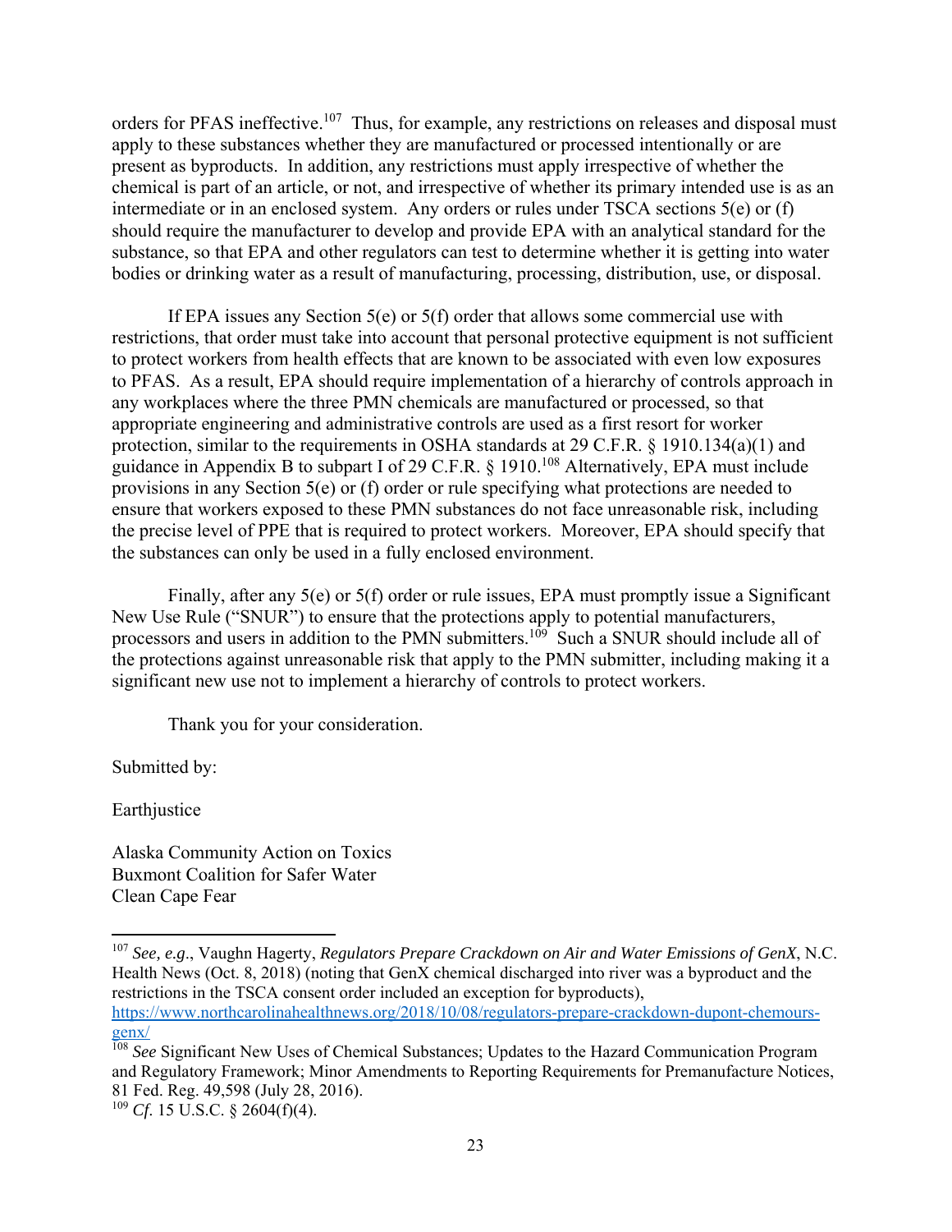orders for PFAS ineffective.[107] Thus, for example, any restrictions on releases and disposal must apply to these substances whether they are manufactured or processed intentionally or are present as byproducts. In addition, any restrictions must apply irrespective of whether the chemical is part of an article, or not, and irrespective of whether its primary intended use is as an intermediate or in an enclosed system. Any orders or rules under TSCA sections 5(e) or (f) should require the manufacturer to develop and provide EPA with an analytical standard for the substance, so that EPA and other regulators can test to determine whether it is getting into water bodies or drinking water as a result of manufacturing, processing, distribution, use, or disposal.

If EPA issues any Section 5(e) or 5(f) order that allows some commercial use with restrictions, that order must take into account that personal protective equipment is not sufficient to protect workers from health effects that are known to be associated with even low exposures to PFAS. As a result, EPA should require implementation of a hierarchy of controls approach in any workplaces where the three PMN chemicals are manufactured or processed, so that appropriate engineering and administrative controls are used as a first resort for worker protection, similar to the requirements in OSHA standards at 29 C.F.R. § 1910.134(a)(1) and guidance in Appendix B to subpart I of 29 C.F.R. § 1910.[108] Alternatively, EPA must include provisions in any Section 5(e) or (f) order or rule specifying what protections are needed to ensure that workers exposed to these PMN substances do not face unreasonable risk, including the precise level of PPE that is required to protect workers. Moreover, EPA should specify that the substances can only be used in a fully enclosed environment.

Finally, after any 5(e) or 5(f) order or rule issues, EPA must promptly issue a Significant New Use Rule ("SNUR") to ensure that the protections apply to potential manufacturers, processors and users in addition to the PMN submitters.[109] Such a SNUR should include all of the protections against unreasonable risk that apply to the PMN submitter, including making it a significant new use not to implement a hierarchy of controls to protect workers.

Thank you for your consideration.

Submitted by:

Earthjustice

Alaska Community Action on Toxics
Buxmont Coalition for Safer Water
Clean Cape Fear

---

[107] *See, e.g*., Vaughn Hagerty, *Regulators Prepare Crackdown on Air and Water Emissions of GenX*, N.C. Health News (Oct. 8, 2018) (noting that GenX chemical discharged into river was a byproduct and the restrictions in the TSCA consent order included an exception for byproducts), https://www.northcarolinahealthnews.org/2018/10/08/regulators-prepare-crackdown-dupont-chemours-genx/

[108] *See* Significant New Uses of Chemical Substances; Updates to the Hazard Communication Program and Regulatory Framework; Minor Amendments to Reporting Requirements for Premanufacture Notices, 81 Fed. Reg. 49,598 (July 28, 2016).

[109] *Cf*. 15 U.S.C. § 2604(f)(4).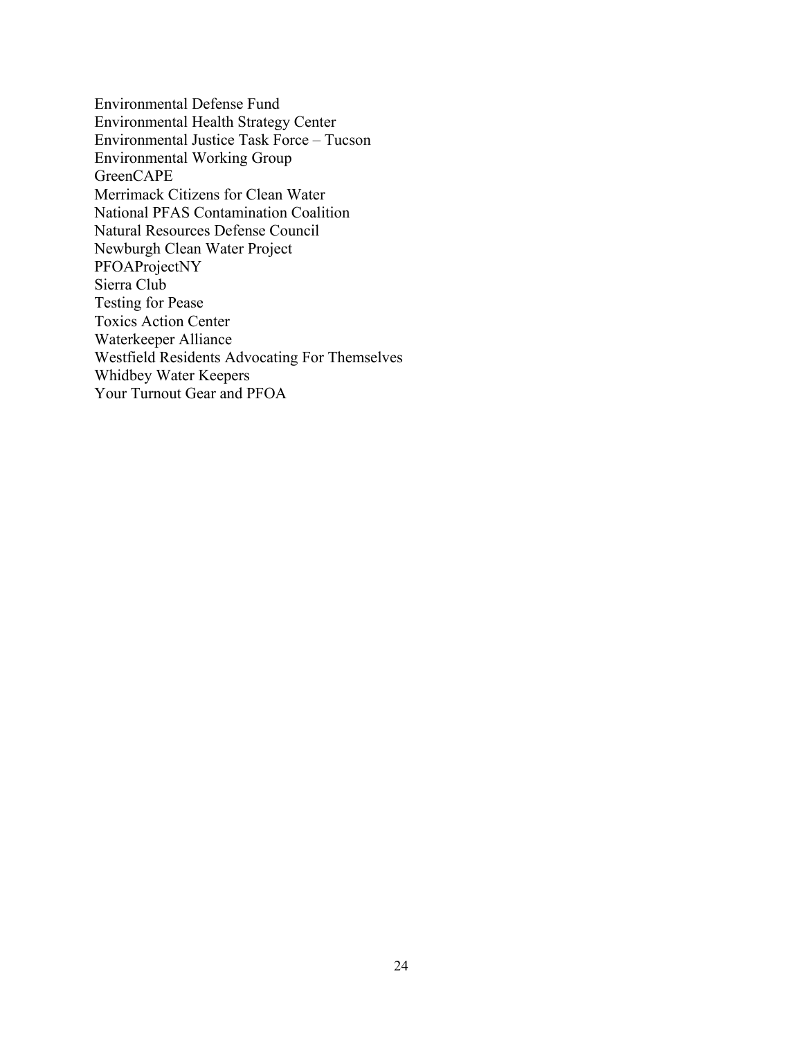Environmental Defense Fund
Environmental Health Strategy Center
Environmental Justice Task Force – Tucson
Environmental Working Group
GreenCAPE
Merrimack Citizens for Clean Water
National PFAS Contamination Coalition
Natural Resources Defense Council
Newburgh Clean Water Project
PFOAProjectNY
Sierra Club
Testing for Pease
Toxics Action Center
Waterkeeper Alliance
Westfield Residents Advocating For Themselves
Whidbey Water Keepers
Your Turnout Gear and PFOA